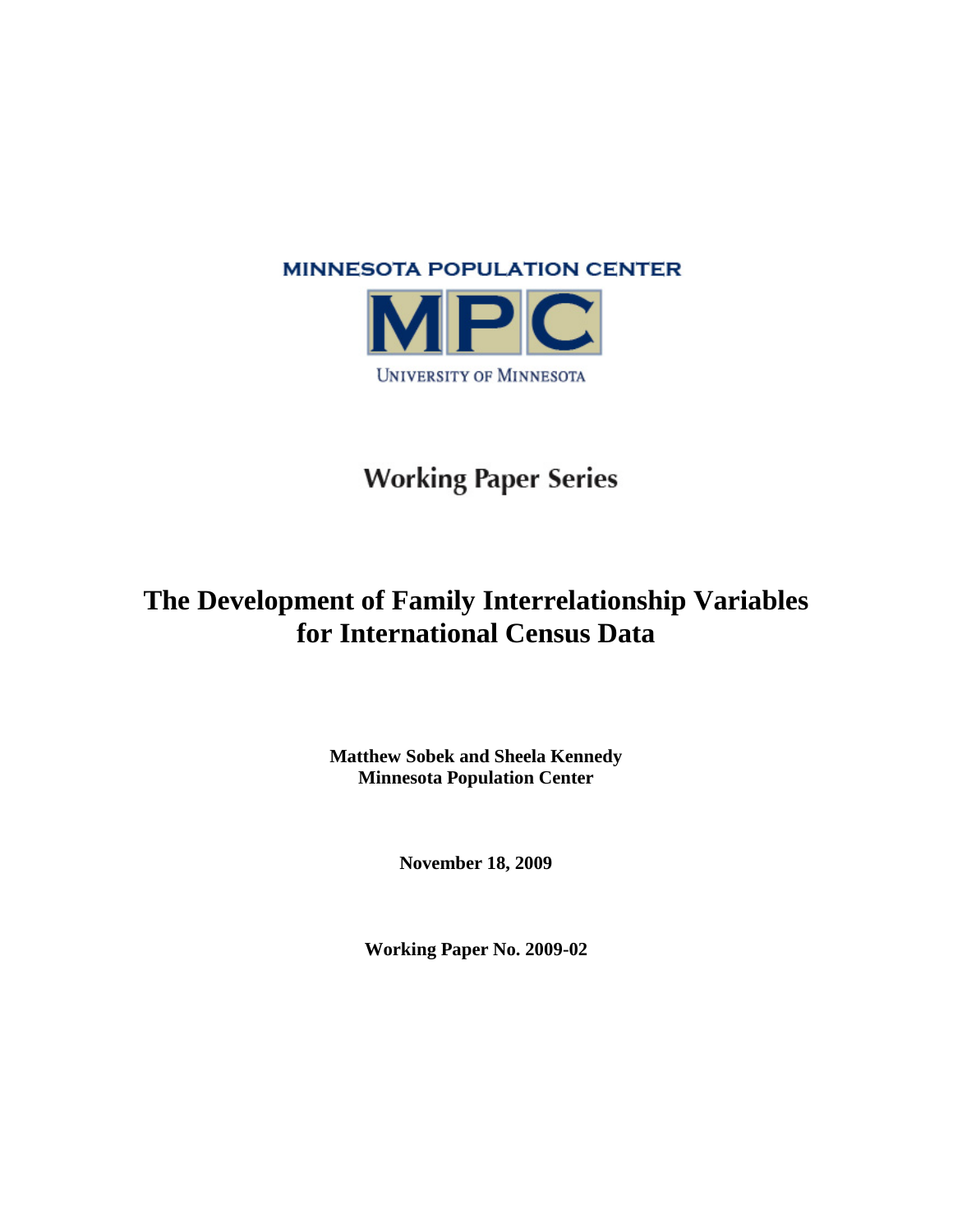MINNESOTA POPULATION CENTER

MPC

UNIVERSITY OF MINNESOTA

Working Paper Series

# The Development of Family Interrelationship Variables for International Census Data

**Matthew Sobek and Sheela Kennedy**
**Minnesota Population Center**

**November 18, 2009**

**Working Paper No. 2009-02**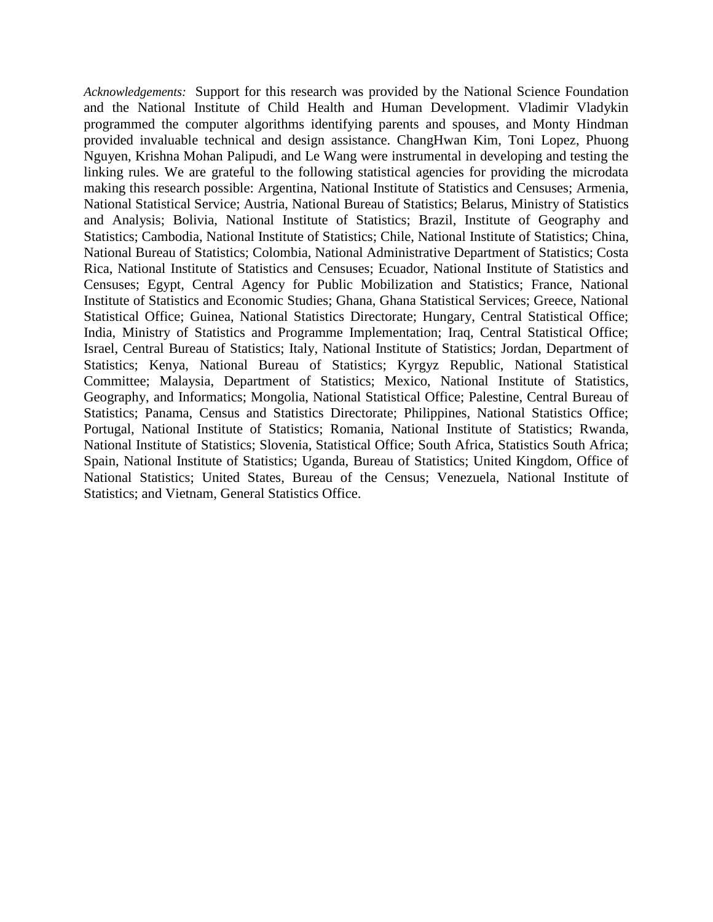*Acknowledgements:* Support for this research was provided by the National Science Foundation and the National Institute of Child Health and Human Development. Vladimir Vladykin programmed the computer algorithms identifying parents and spouses, and Monty Hindman provided invaluable technical and design assistance. ChangHwan Kim, Toni Lopez, Phuong Nguyen, Krishna Mohan Palipudi, and Le Wang were instrumental in developing and testing the linking rules. We are grateful to the following statistical agencies for providing the microdata making this research possible: Argentina, National Institute of Statistics and Censuses; Armenia, National Statistical Service; Austria, National Bureau of Statistics; Belarus, Ministry of Statistics and Analysis; Bolivia, National Institute of Statistics; Brazil, Institute of Geography and Statistics; Cambodia, National Institute of Statistics; Chile, National Institute of Statistics; China, National Bureau of Statistics; Colombia, National Administrative Department of Statistics; Costa Rica, National Institute of Statistics and Censuses; Ecuador, National Institute of Statistics and Censuses; Egypt, Central Agency for Public Mobilization and Statistics; France, National Institute of Statistics and Economic Studies; Ghana, Ghana Statistical Services; Greece, National Statistical Office; Guinea, National Statistics Directorate; Hungary, Central Statistical Office; India, Ministry of Statistics and Programme Implementation; Iraq, Central Statistical Office; Israel, Central Bureau of Statistics; Italy, National Institute of Statistics; Jordan, Department of Statistics; Kenya, National Bureau of Statistics; Kyrgyz Republic, National Statistical Committee; Malaysia, Department of Statistics; Mexico, National Institute of Statistics, Geography, and Informatics; Mongolia, National Statistical Office; Palestine, Central Bureau of Statistics; Panama, Census and Statistics Directorate; Philippines, National Statistics Office; Portugal, National Institute of Statistics; Romania, National Institute of Statistics; Rwanda, National Institute of Statistics; Slovenia, Statistical Office; South Africa, Statistics South Africa; Spain, National Institute of Statistics; Uganda, Bureau of Statistics; United Kingdom, Office of National Statistics; United States, Bureau of the Census; Venezuela, National Institute of Statistics; and Vietnam, General Statistics Office.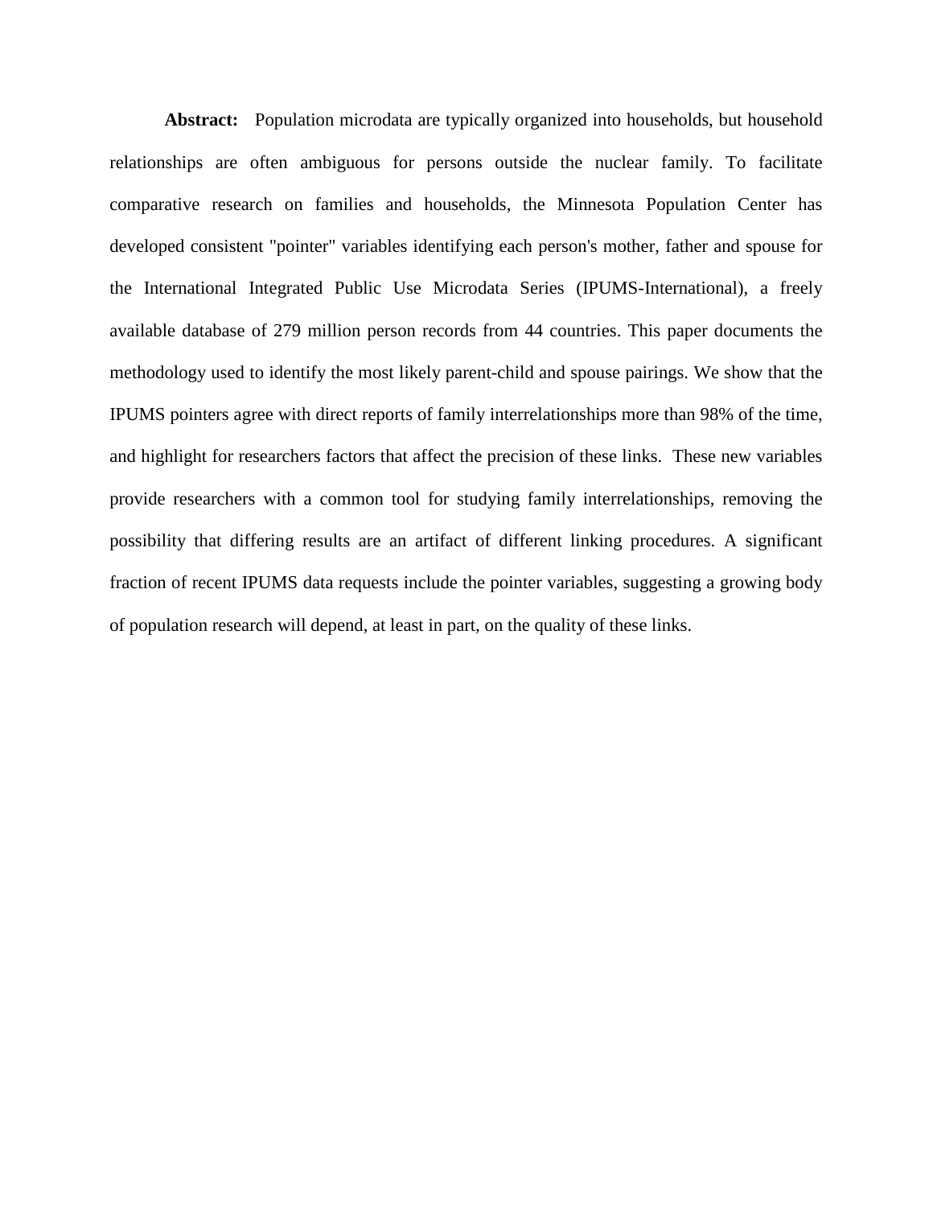**Abstract:** Population microdata are typically organized into households, but household relationships are often ambiguous for persons outside the nuclear family. To facilitate comparative research on families and households, the Minnesota Population Center has developed consistent "pointer" variables identifying each person's mother, father and spouse for the International Integrated Public Use Microdata Series (IPUMS-International), a freely available database of 279 million person records from 44 countries. This paper documents the methodology used to identify the most likely parent-child and spouse pairings. We show that the IPUMS pointers agree with direct reports of family interrelationships more than 98% of the time, and highlight for researchers factors that affect the precision of these links. These new variables provide researchers with a common tool for studying family interrelationships, removing the possibility that differing results are an artifact of different linking procedures. A significant fraction of recent IPUMS data requests include the pointer variables, suggesting a growing body of population research will depend, at least in part, on the quality of these links.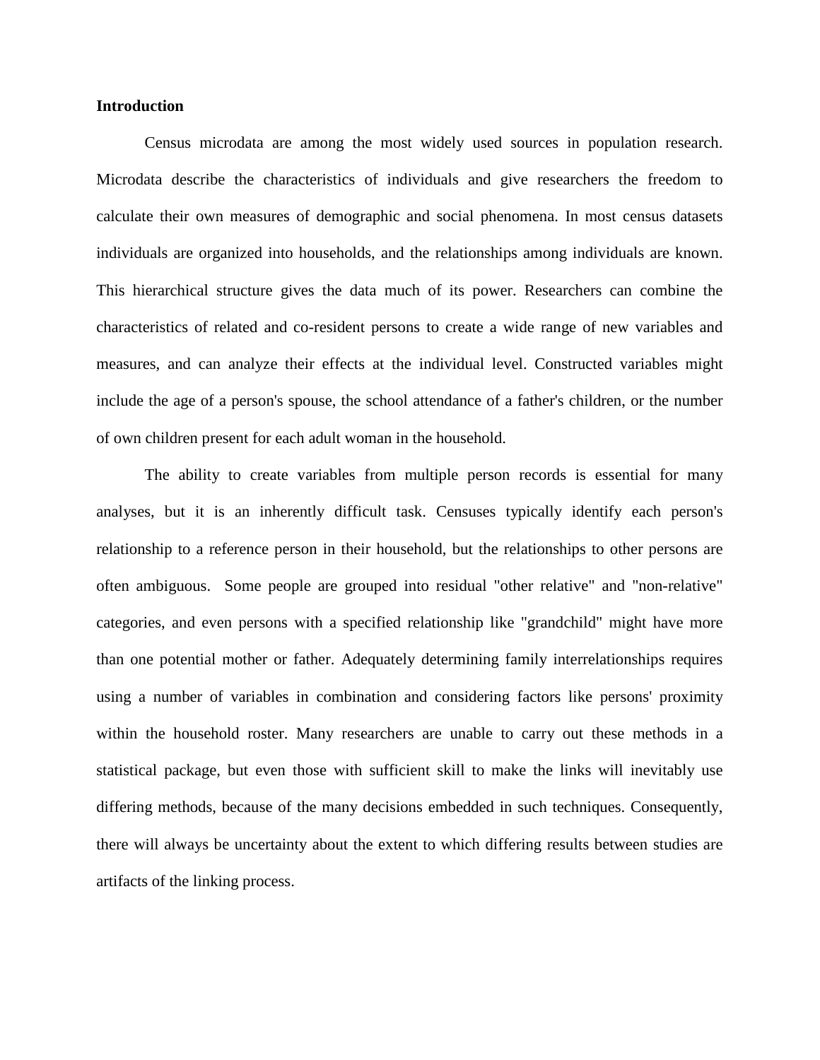**Introduction**

Census microdata are among the most widely used sources in population research. Microdata describe the characteristics of individuals and give researchers the freedom to calculate their own measures of demographic and social phenomena. In most census datasets individuals are organized into households, and the relationships among individuals are known. This hierarchical structure gives the data much of its power. Researchers can combine the characteristics of related and co-resident persons to create a wide range of new variables and measures, and can analyze their effects at the individual level. Constructed variables might include the age of a person's spouse, the school attendance of a father's children, or the number of own children present for each adult woman in the household.

The ability to create variables from multiple person records is essential for many analyses, but it is an inherently difficult task. Censuses typically identify each person's relationship to a reference person in their household, but the relationships to other persons are often ambiguous. Some people are grouped into residual "other relative" and "non-relative" categories, and even persons with a specified relationship like "grandchild" might have more than one potential mother or father. Adequately determining family interrelationships requires using a number of variables in combination and considering factors like persons' proximity within the household roster. Many researchers are unable to carry out these methods in a statistical package, but even those with sufficient skill to make the links will inevitably use differing methods, because of the many decisions embedded in such techniques. Consequently, there will always be uncertainty about the extent to which differing results between studies are artifacts of the linking process.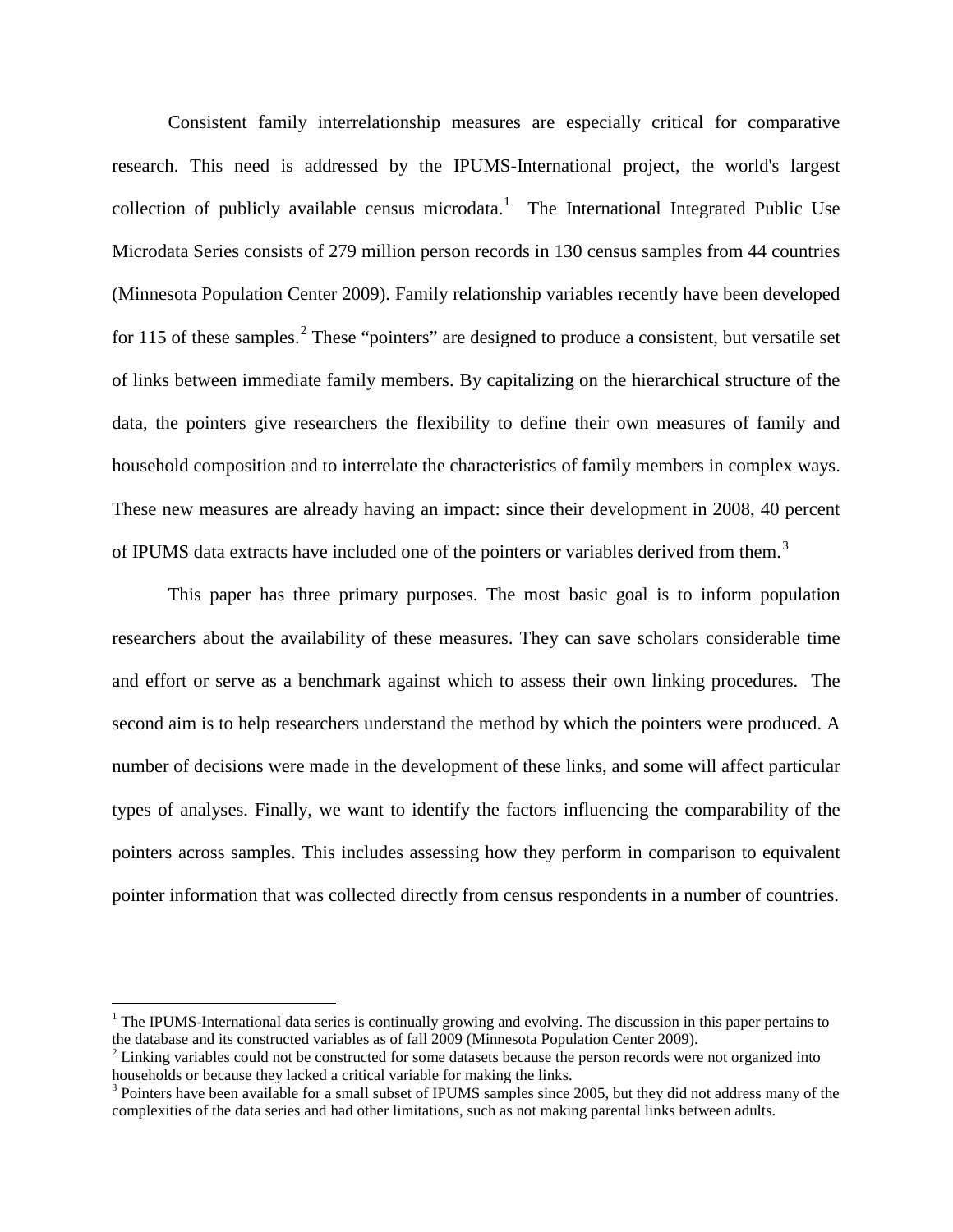Consistent family interrelationship measures are especially critical for comparative research. This need is addressed by the IPUMS-International project, the world's largest collection of publicly available census microdata.[1] The International Integrated Public Use Microdata Series consists of 279 million person records in 130 census samples from 44 countries (Minnesota Population Center 2009). Family relationship variables recently have been developed for 115 of these samples.[2] These "pointers" are designed to produce a consistent, but versatile set of links between immediate family members. By capitalizing on the hierarchical structure of the data, the pointers give researchers the flexibility to define their own measures of family and household composition and to interrelate the characteristics of family members in complex ways. These new measures are already having an impact: since their development in 2008, 40 percent of IPUMS data extracts have included one of the pointers or variables derived from them.[3]

This paper has three primary purposes. The most basic goal is to inform population researchers about the availability of these measures. They can save scholars considerable time and effort or serve as a benchmark against which to assess their own linking procedures. The second aim is to help researchers understand the method by which the pointers were produced. A number of decisions were made in the development of these links, and some will affect particular types of analyses. Finally, we want to identify the factors influencing the comparability of the pointers across samples. This includes assessing how they perform in comparison to equivalent pointer information that was collected directly from census respondents in a number of countries.

[1] The IPUMS-International data series is continually growing and evolving. The discussion in this paper pertains to the database and its constructed variables as of fall 2009 (Minnesota Population Center 2009).

[2] Linking variables could not be constructed for some datasets because the person records were not organized into households or because they lacked a critical variable for making the links.

[3] Pointers have been available for a small subset of IPUMS samples since 2005, but they did not address many of the complexities of the data series and had other limitations, such as not making parental links between adults.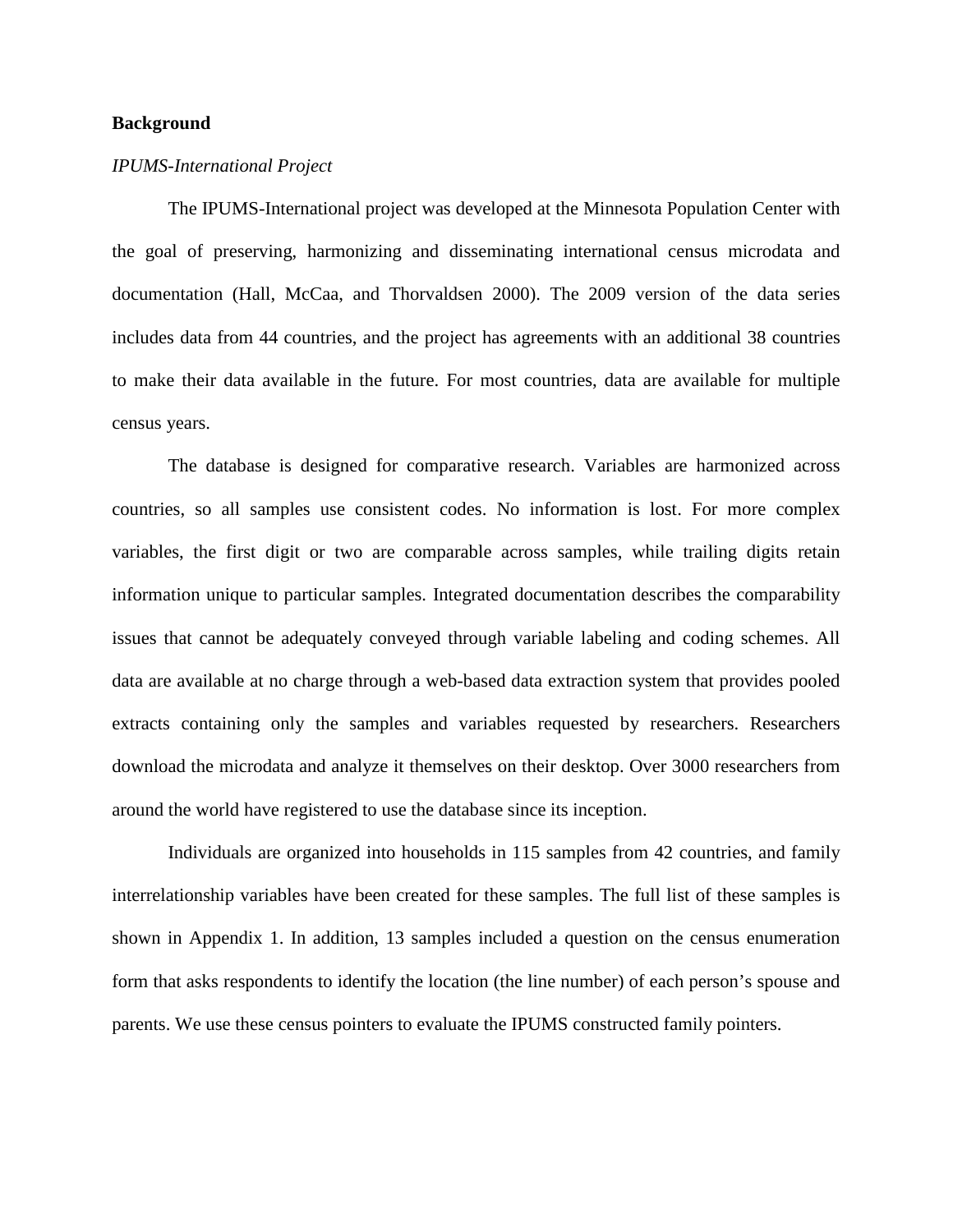**Background**

*IPUMS-International Project*

The IPUMS-International project was developed at the Minnesota Population Center with the goal of preserving, harmonizing and disseminating international census microdata and documentation (Hall, McCaa, and Thorvaldsen 2000). The 2009 version of the data series includes data from 44 countries, and the project has agreements with an additional 38 countries to make their data available in the future. For most countries, data are available for multiple census years.

The database is designed for comparative research. Variables are harmonized across countries, so all samples use consistent codes. No information is lost. For more complex variables, the first digit or two are comparable across samples, while trailing digits retain information unique to particular samples. Integrated documentation describes the comparability issues that cannot be adequately conveyed through variable labeling and coding schemes. All data are available at no charge through a web-based data extraction system that provides pooled extracts containing only the samples and variables requested by researchers. Researchers download the microdata and analyze it themselves on their desktop. Over 3000 researchers from around the world have registered to use the database since its inception.

Individuals are organized into households in 115 samples from 42 countries, and family interrelationship variables have been created for these samples. The full list of these samples is shown in Appendix 1. In addition, 13 samples included a question on the census enumeration form that asks respondents to identify the location (the line number) of each person's spouse and parents. We use these census pointers to evaluate the IPUMS constructed family pointers.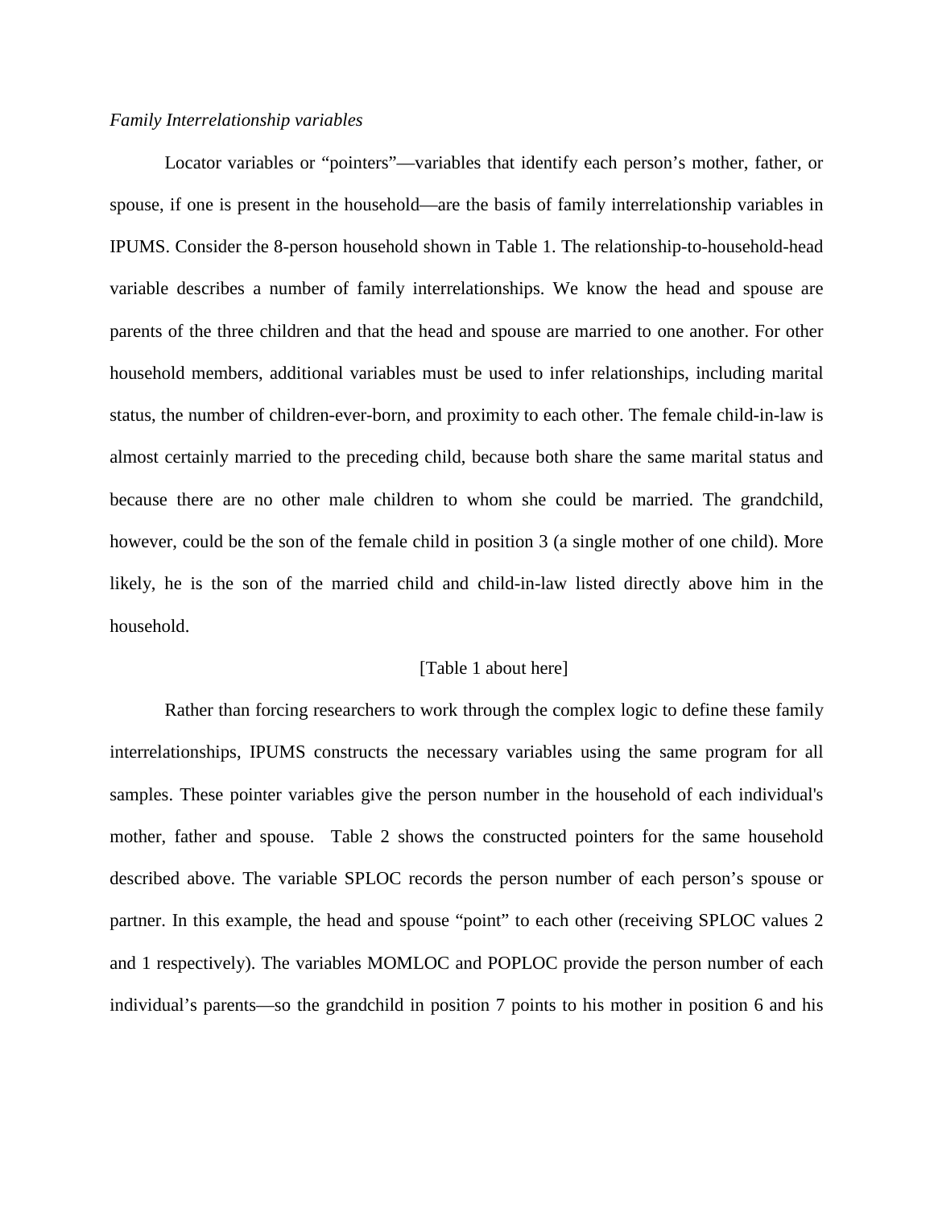*Family Interrelationship variables*

Locator variables or "pointers"—variables that identify each person's mother, father, or spouse, if one is present in the household—are the basis of family interrelationship variables in IPUMS. Consider the 8-person household shown in Table 1. The relationship-to-household-head variable describes a number of family interrelationships. We know the head and spouse are parents of the three children and that the head and spouse are married to one another. For other household members, additional variables must be used to infer relationships, including marital status, the number of children-ever-born, and proximity to each other. The female child-in-law is almost certainly married to the preceding child, because both share the same marital status and because there are no other male children to whom she could be married. The grandchild, however, could be the son of the female child in position 3 (a single mother of one child). More likely, he is the son of the married child and child-in-law listed directly above him in the household.

[Table 1 about here]

Rather than forcing researchers to work through the complex logic to define these family interrelationships, IPUMS constructs the necessary variables using the same program for all samples. These pointer variables give the person number in the household of each individual's mother, father and spouse. Table 2 shows the constructed pointers for the same household described above. The variable SPLOC records the person number of each person's spouse or partner. In this example, the head and spouse "point" to each other (receiving SPLOC values 2 and 1 respectively). The variables MOMLOC and POPLOC provide the person number of each individual's parents—so the grandchild in position 7 points to his mother in position 6 and his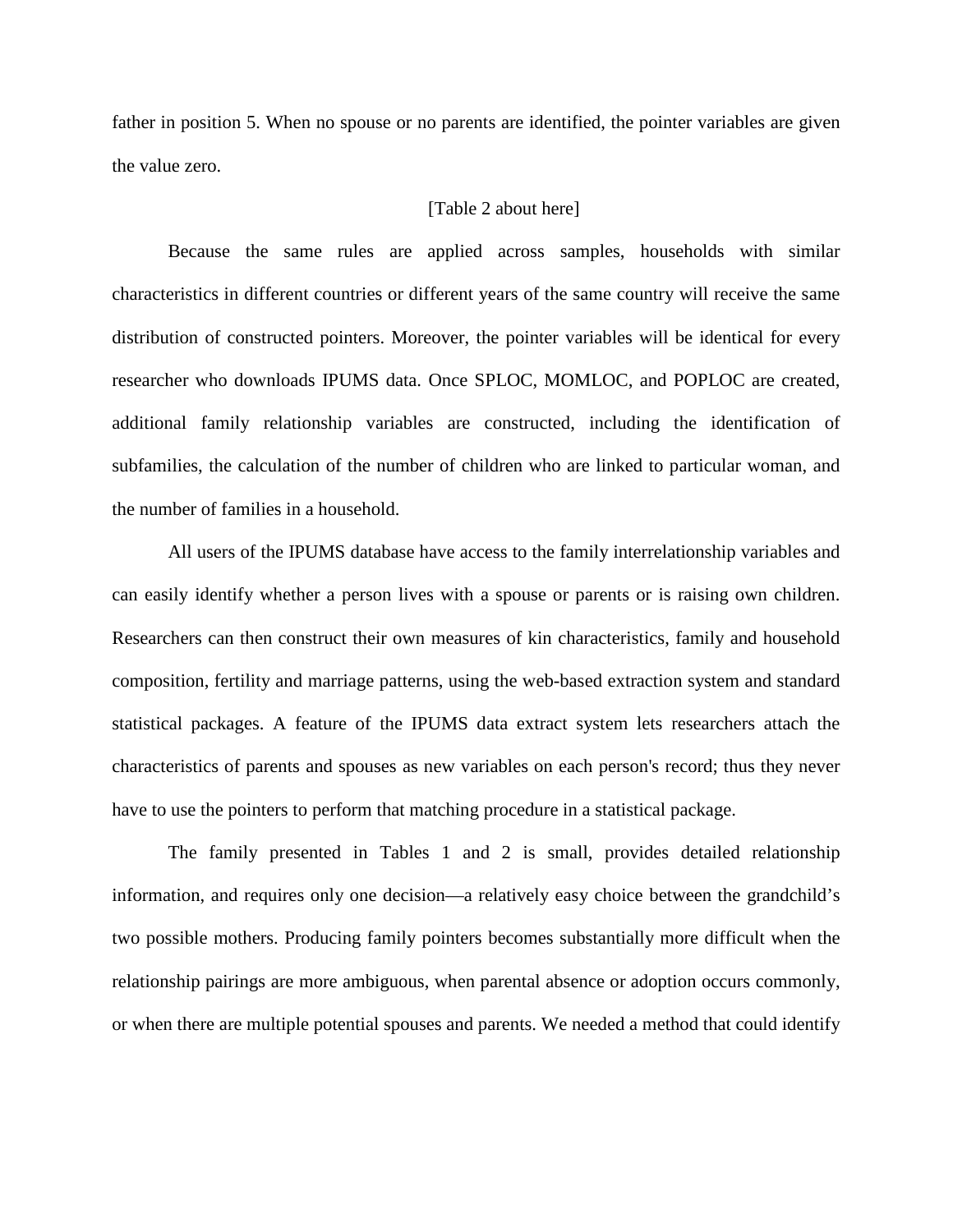father in position 5. When no spouse or no parents are identified, the pointer variables are given the value zero.

[Table 2 about here]

Because the same rules are applied across samples, households with similar characteristics in different countries or different years of the same country will receive the same distribution of constructed pointers. Moreover, the pointer variables will be identical for every researcher who downloads IPUMS data. Once SPLOC, MOMLOC, and POPLOC are created, additional family relationship variables are constructed, including the identification of subfamilies, the calculation of the number of children who are linked to particular woman, and the number of families in a household.

All users of the IPUMS database have access to the family interrelationship variables and can easily identify whether a person lives with a spouse or parents or is raising own children. Researchers can then construct their own measures of kin characteristics, family and household composition, fertility and marriage patterns, using the web-based extraction system and standard statistical packages. A feature of the IPUMS data extract system lets researchers attach the characteristics of parents and spouses as new variables on each person's record; thus they never have to use the pointers to perform that matching procedure in a statistical package.

The family presented in Tables 1 and 2 is small, provides detailed relationship information, and requires only one decision—a relatively easy choice between the grandchild's two possible mothers. Producing family pointers becomes substantially more difficult when the relationship pairings are more ambiguous, when parental absence or adoption occurs commonly, or when there are multiple potential spouses and parents. We needed a method that could identify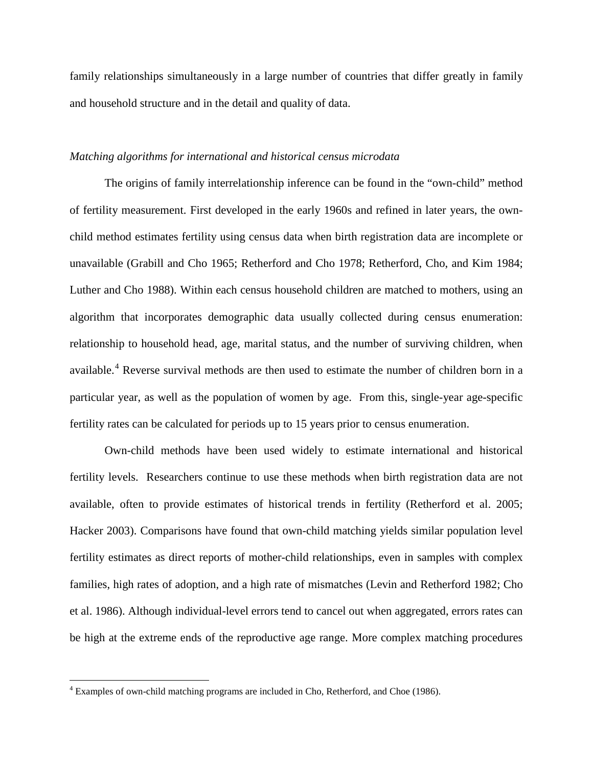family relationships simultaneously in a large number of countries that differ greatly in family and household structure and in the detail and quality of data.

*Matching algorithms for international and historical census microdata*

The origins of family interrelationship inference can be found in the "own-child" method of fertility measurement. First developed in the early 1960s and refined in later years, the own-child method estimates fertility using census data when birth registration data are incomplete or unavailable (Grabill and Cho 1965; Retherford and Cho 1978; Retherford, Cho, and Kim 1984; Luther and Cho 1988). Within each census household children are matched to mothers, using an algorithm that incorporates demographic data usually collected during census enumeration: relationship to household head, age, marital status, and the number of surviving children, when available.[4] Reverse survival methods are then used to estimate the number of children born in a particular year, as well as the population of women by age. From this, single-year age-specific fertility rates can be calculated for periods up to 15 years prior to census enumeration.

Own-child methods have been used widely to estimate international and historical fertility levels. Researchers continue to use these methods when birth registration data are not available, often to provide estimates of historical trends in fertility (Retherford et al. 2005; Hacker 2003). Comparisons have found that own-child matching yields similar population level fertility estimates as direct reports of mother-child relationships, even in samples with complex families, high rates of adoption, and a high rate of mismatches (Levin and Retherford 1982; Cho et al. 1986). Although individual-level errors tend to cancel out when aggregated, errors rates can be high at the extreme ends of the reproductive age range. More complex matching procedures

[4] Examples of own-child matching programs are included in Cho, Retherford, and Choe (1986).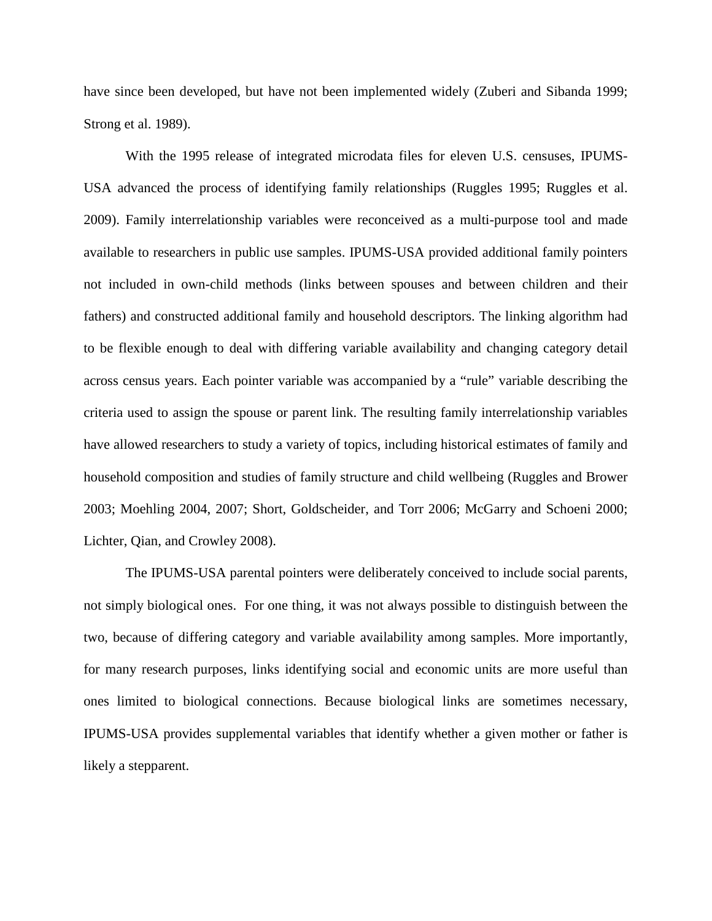have since been developed, but have not been implemented widely (Zuberi and Sibanda 1999; Strong et al. 1989).

With the 1995 release of integrated microdata files for eleven U.S. censuses, IPUMS-USA advanced the process of identifying family relationships (Ruggles 1995; Ruggles et al. 2009). Family interrelationship variables were reconceived as a multi-purpose tool and made available to researchers in public use samples. IPUMS-USA provided additional family pointers not included in own-child methods (links between spouses and between children and their fathers) and constructed additional family and household descriptors. The linking algorithm had to be flexible enough to deal with differing variable availability and changing category detail across census years. Each pointer variable was accompanied by a "rule" variable describing the criteria used to assign the spouse or parent link. The resulting family interrelationship variables have allowed researchers to study a variety of topics, including historical estimates of family and household composition and studies of family structure and child wellbeing (Ruggles and Brower 2003; Moehling 2004, 2007; Short, Goldscheider, and Torr 2006; McGarry and Schoeni 2000; Lichter, Qian, and Crowley 2008).

The IPUMS-USA parental pointers were deliberately conceived to include social parents, not simply biological ones. For one thing, it was not always possible to distinguish between the two, because of differing category and variable availability among samples. More importantly, for many research purposes, links identifying social and economic units are more useful than ones limited to biological connections. Because biological links are sometimes necessary, IPUMS-USA provides supplemental variables that identify whether a given mother or father is likely a stepparent.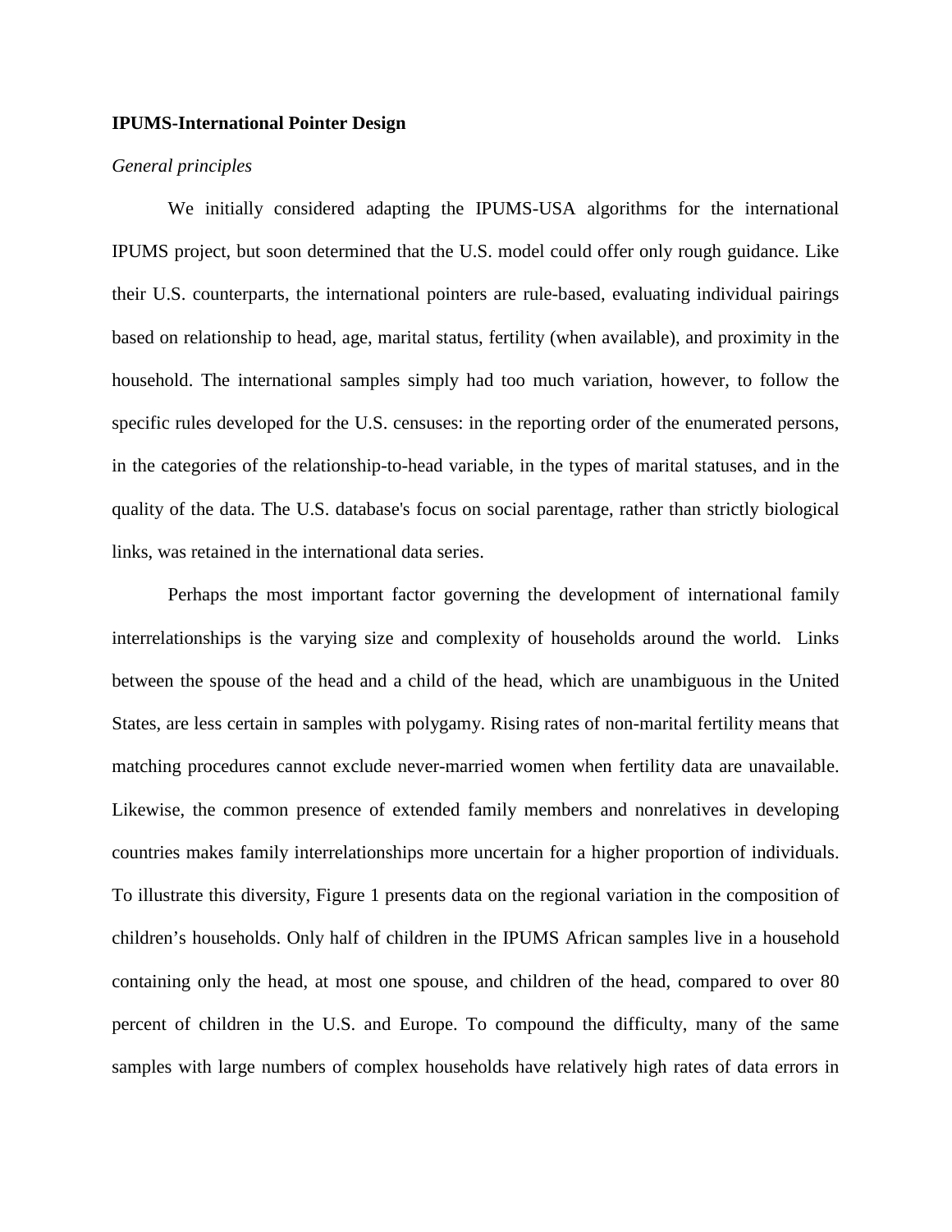**IPUMS-International Pointer Design**

*General principles*

We initially considered adapting the IPUMS-USA algorithms for the international IPUMS project, but soon determined that the U.S. model could offer only rough guidance. Like their U.S. counterparts, the international pointers are rule-based, evaluating individual pairings based on relationship to head, age, marital status, fertility (when available), and proximity in the household. The international samples simply had too much variation, however, to follow the specific rules developed for the U.S. censuses: in the reporting order of the enumerated persons, in the categories of the relationship-to-head variable, in the types of marital statuses, and in the quality of the data. The U.S. database's focus on social parentage, rather than strictly biological links, was retained in the international data series.

Perhaps the most important factor governing the development of international family interrelationships is the varying size and complexity of households around the world. Links between the spouse of the head and a child of the head, which are unambiguous in the United States, are less certain in samples with polygamy. Rising rates of non-marital fertility means that matching procedures cannot exclude never-married women when fertility data are unavailable. Likewise, the common presence of extended family members and nonrelatives in developing countries makes family interrelationships more uncertain for a higher proportion of individuals. To illustrate this diversity, Figure 1 presents data on the regional variation in the composition of children's households. Only half of children in the IPUMS African samples live in a household containing only the head, at most one spouse, and children of the head, compared to over 80 percent of children in the U.S. and Europe. To compound the difficulty, many of the same samples with large numbers of complex households have relatively high rates of data errors in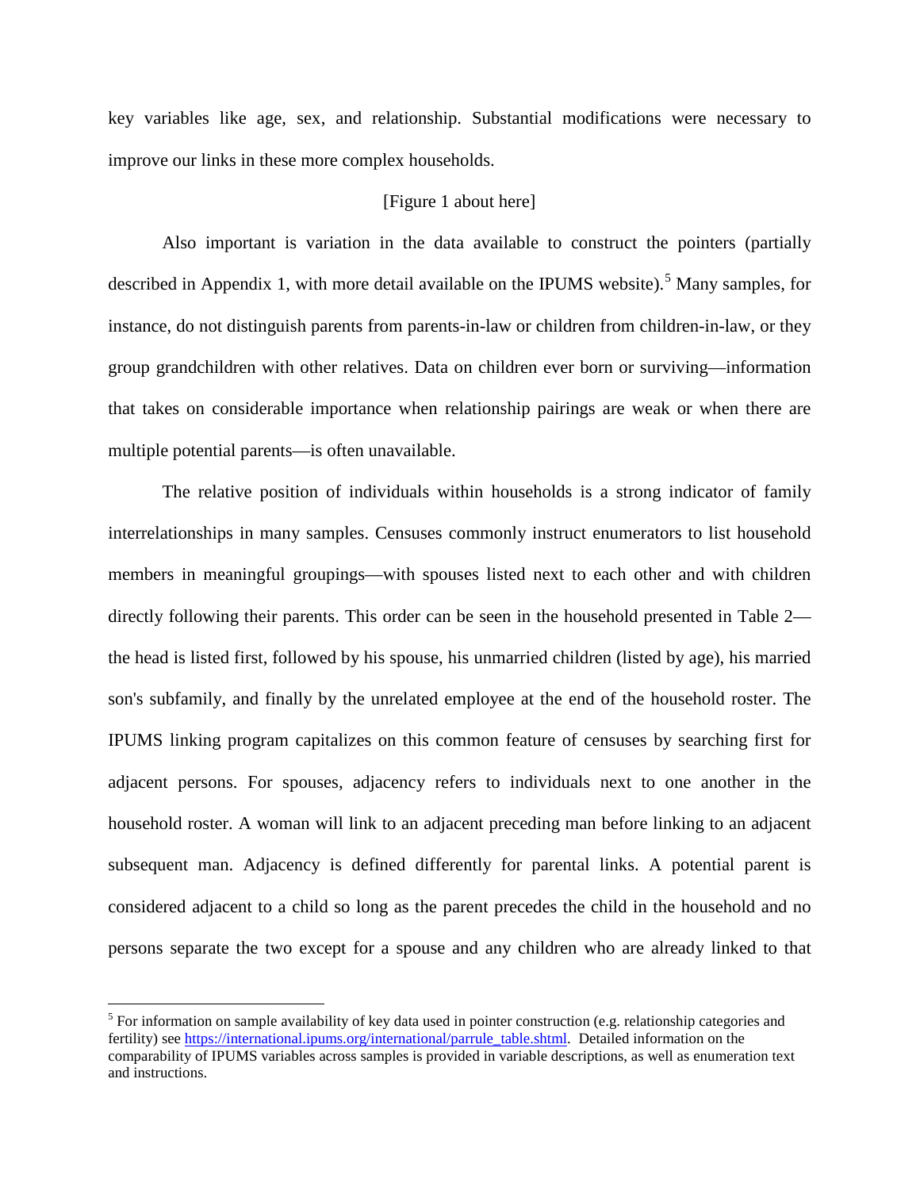key variables like age, sex, and relationship. Substantial modifications were necessary to improve our links in these more complex households.

[Figure 1 about here]

Also important is variation in the data available to construct the pointers (partially described in Appendix 1, with more detail available on the IPUMS website).[5] Many samples, for instance, do not distinguish parents from parents-in-law or children from children-in-law, or they group grandchildren with other relatives. Data on children ever born or surviving—information that takes on considerable importance when relationship pairings are weak or when there are multiple potential parents—is often unavailable.

The relative position of individuals within households is a strong indicator of family interrelationships in many samples. Censuses commonly instruct enumerators to list household members in meaningful groupings—with spouses listed next to each other and with children directly following their parents. This order can be seen in the household presented in Table 2—the head is listed first, followed by his spouse, his unmarried children (listed by age), his married son's subfamily, and finally by the unrelated employee at the end of the household roster. The IPUMS linking program capitalizes on this common feature of censuses by searching first for adjacent persons. For spouses, adjacency refers to individuals next to one another in the household roster. A woman will link to an adjacent preceding man before linking to an adjacent subsequent man. Adjacency is defined differently for parental links. A potential parent is considered adjacent to a child so long as the parent precedes the child in the household and no persons separate the two except for a spouse and any children who are already linked to that

---

[5] For information on sample availability of key data used in pointer construction (e.g. relationship categories and fertility) see https://international.ipums.org/international/parrule_table.shtml. Detailed information on the comparability of IPUMS variables across samples is provided in variable descriptions, as well as enumeration text and instructions.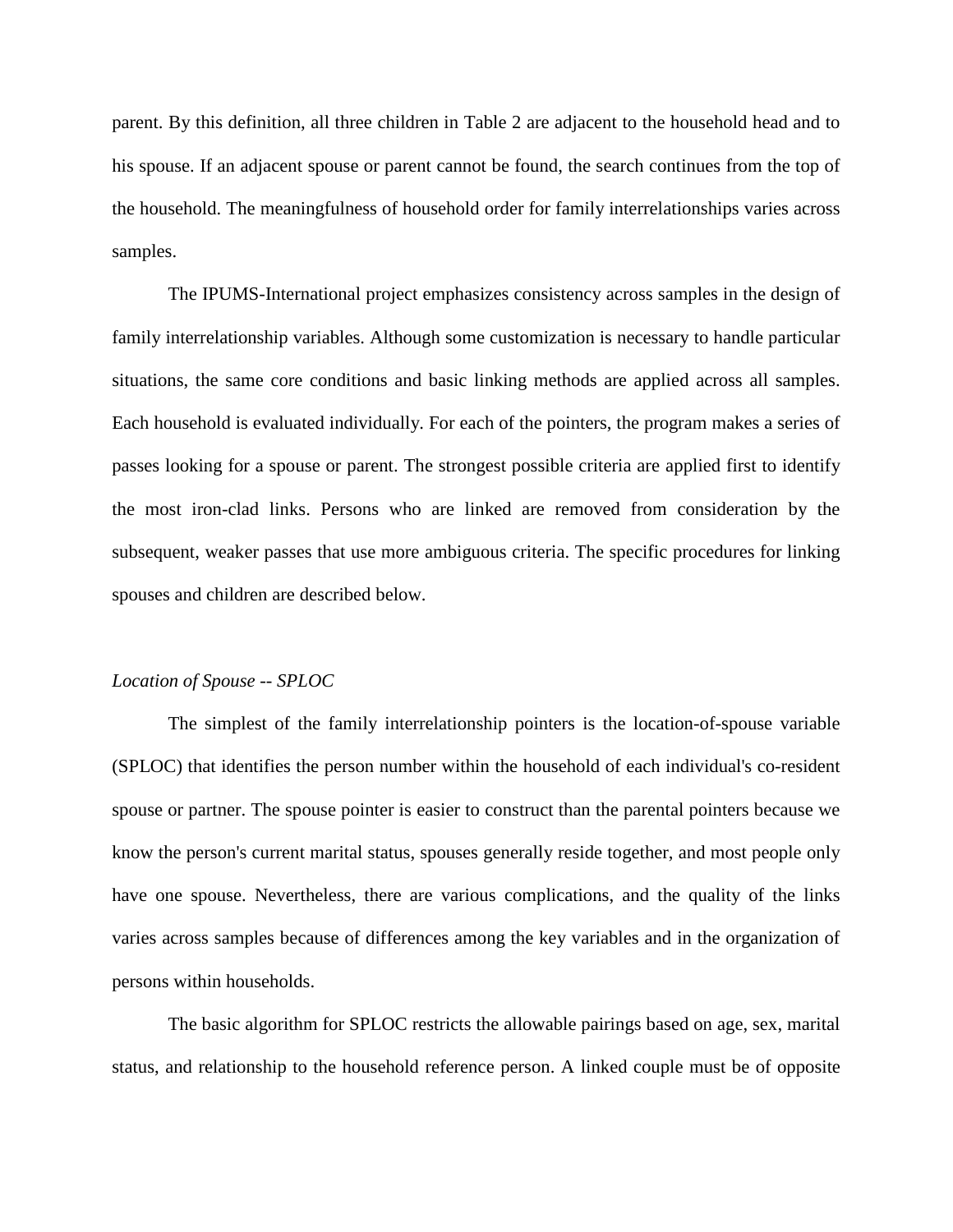parent. By this definition, all three children in Table 2 are adjacent to the household head and to his spouse. If an adjacent spouse or parent cannot be found, the search continues from the top of the household. The meaningfulness of household order for family interrelationships varies across samples.

The IPUMS-International project emphasizes consistency across samples in the design of family interrelationship variables. Although some customization is necessary to handle particular situations, the same core conditions and basic linking methods are applied across all samples. Each household is evaluated individually. For each of the pointers, the program makes a series of passes looking for a spouse or parent. The strongest possible criteria are applied first to identify the most iron-clad links. Persons who are linked are removed from consideration by the subsequent, weaker passes that use more ambiguous criteria. The specific procedures for linking spouses and children are described below.

*Location of Spouse -- SPLOC*

The simplest of the family interrelationship pointers is the location-of-spouse variable (SPLOC) that identifies the person number within the household of each individual's co-resident spouse or partner. The spouse pointer is easier to construct than the parental pointers because we know the person's current marital status, spouses generally reside together, and most people only have one spouse. Nevertheless, there are various complications, and the quality of the links varies across samples because of differences among the key variables and in the organization of persons within households.

The basic algorithm for SPLOC restricts the allowable pairings based on age, sex, marital status, and relationship to the household reference person. A linked couple must be of opposite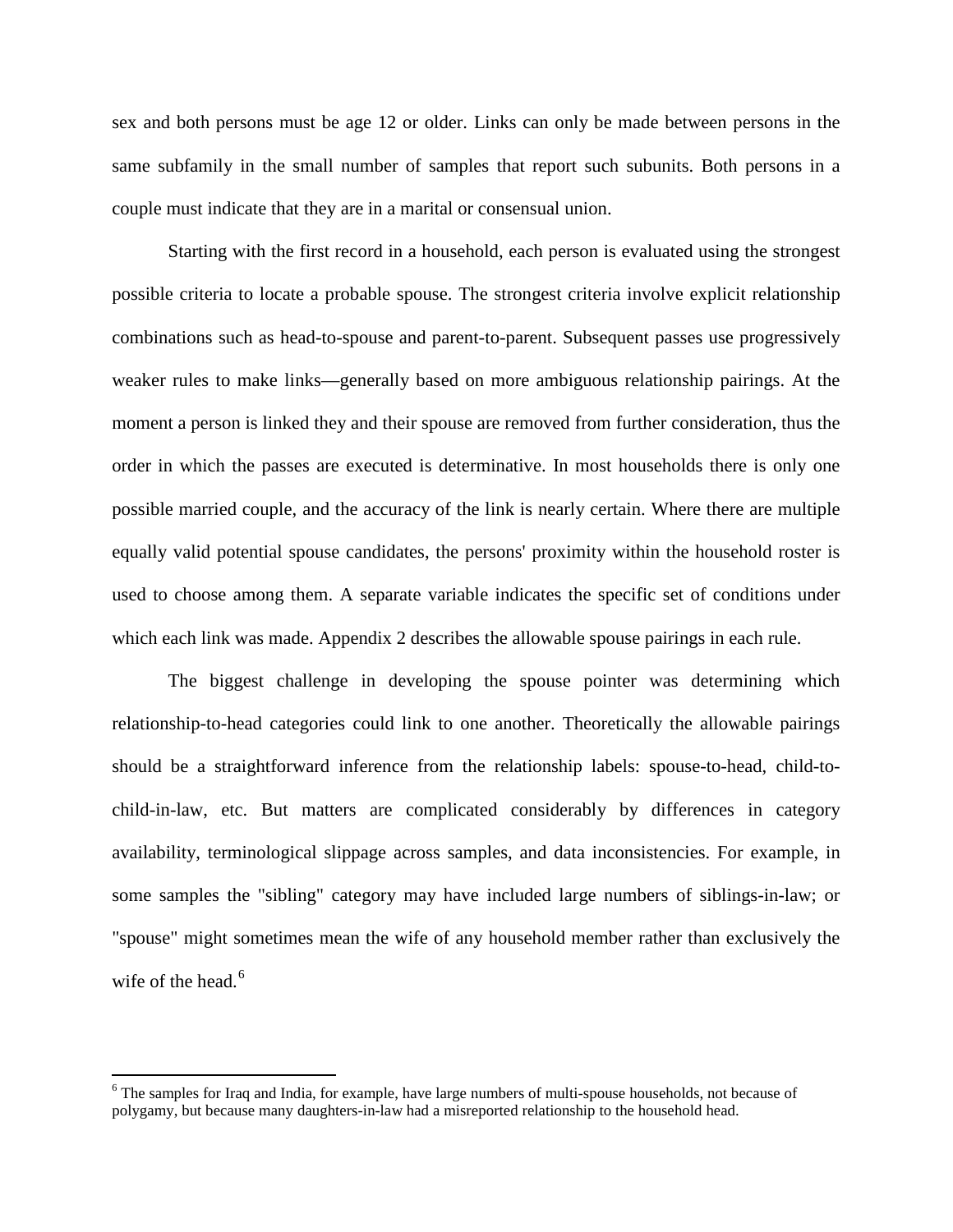sex and both persons must be age 12 or older. Links can only be made between persons in the same subfamily in the small number of samples that report such subunits. Both persons in a couple must indicate that they are in a marital or consensual union.

Starting with the first record in a household, each person is evaluated using the strongest possible criteria to locate a probable spouse. The strongest criteria involve explicit relationship combinations such as head-to-spouse and parent-to-parent. Subsequent passes use progressively weaker rules to make links—generally based on more ambiguous relationship pairings. At the moment a person is linked they and their spouse are removed from further consideration, thus the order in which the passes are executed is determinative. In most households there is only one possible married couple, and the accuracy of the link is nearly certain. Where there are multiple equally valid potential spouse candidates, the persons' proximity within the household roster is used to choose among them. A separate variable indicates the specific set of conditions under which each link was made. Appendix 2 describes the allowable spouse pairings in each rule.

The biggest challenge in developing the spouse pointer was determining which relationship-to-head categories could link to one another. Theoretically the allowable pairings should be a straightforward inference from the relationship labels: spouse-to-head, child-to-child-in-law, etc. But matters are complicated considerably by differences in category availability, terminological slippage across samples, and data inconsistencies. For example, in some samples the "sibling" category may have included large numbers of siblings-in-law; or "spouse" might sometimes mean the wife of any household member rather than exclusively the wife of the head.[6]

[6] The samples for Iraq and India, for example, have large numbers of multi-spouse households, not because of polygamy, but because many daughters-in-law had a misreported relationship to the household head.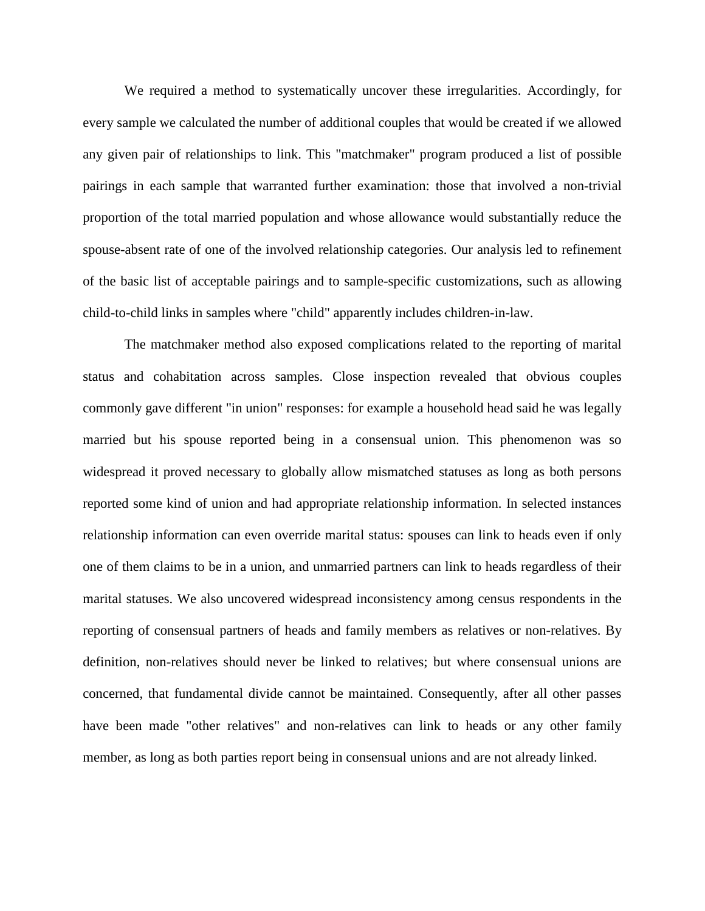We required a method to systematically uncover these irregularities. Accordingly, for every sample we calculated the number of additional couples that would be created if we allowed any given pair of relationships to link. This "matchmaker" program produced a list of possible pairings in each sample that warranted further examination: those that involved a non-trivial proportion of the total married population and whose allowance would substantially reduce the spouse-absent rate of one of the involved relationship categories. Our analysis led to refinement of the basic list of acceptable pairings and to sample-specific customizations, such as allowing child-to-child links in samples where "child" apparently includes children-in-law.

The matchmaker method also exposed complications related to the reporting of marital status and cohabitation across samples. Close inspection revealed that obvious couples commonly gave different "in union" responses: for example a household head said he was legally married but his spouse reported being in a consensual union. This phenomenon was so widespread it proved necessary to globally allow mismatched statuses as long as both persons reported some kind of union and had appropriate relationship information. In selected instances relationship information can even override marital status: spouses can link to heads even if only one of them claims to be in a union, and unmarried partners can link to heads regardless of their marital statuses. We also uncovered widespread inconsistency among census respondents in the reporting of consensual partners of heads and family members as relatives or non-relatives. By definition, non-relatives should never be linked to relatives; but where consensual unions are concerned, that fundamental divide cannot be maintained. Consequently, after all other passes have been made "other relatives" and non-relatives can link to heads or any other family member, as long as both parties report being in consensual unions and are not already linked.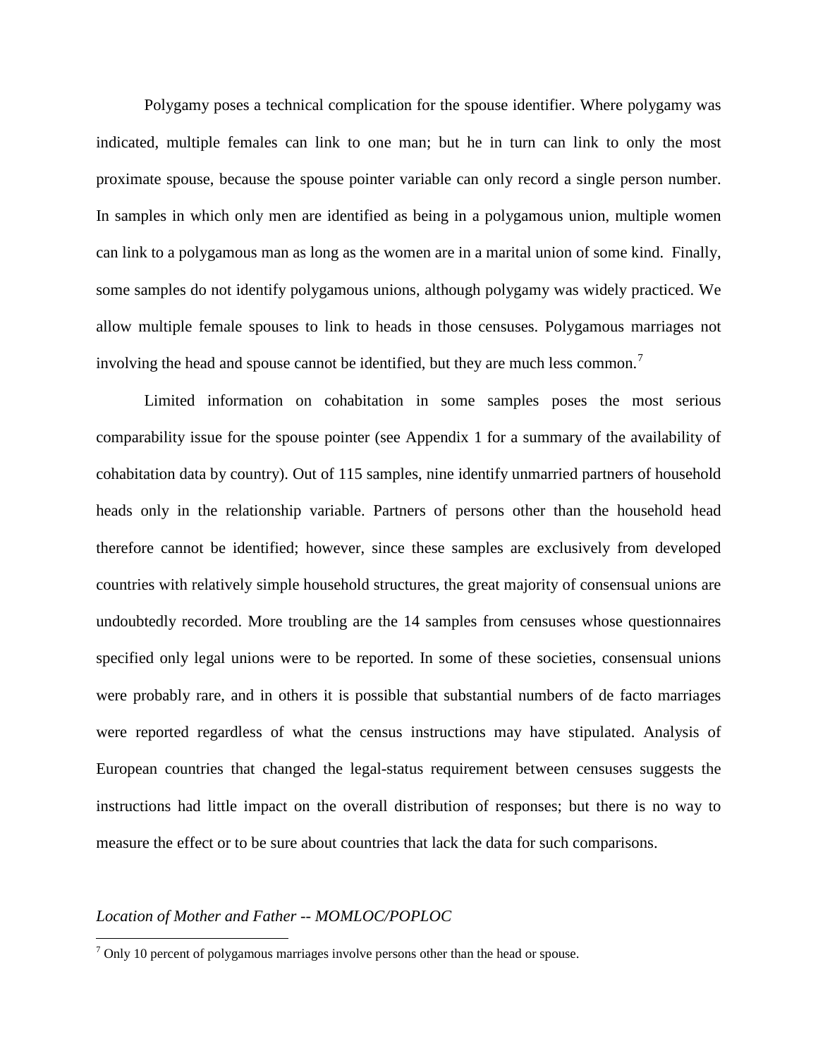Polygamy poses a technical complication for the spouse identifier. Where polygamy was indicated, multiple females can link to one man; but he in turn can link to only the most proximate spouse, because the spouse pointer variable can only record a single person number. In samples in which only men are identified as being in a polygamous union, multiple women can link to a polygamous man as long as the women are in a marital union of some kind. Finally, some samples do not identify polygamous unions, although polygamy was widely practiced. We allow multiple female spouses to link to heads in those censuses. Polygamous marriages not involving the head and spouse cannot be identified, but they are much less common.[7]

Limited information on cohabitation in some samples poses the most serious comparability issue for the spouse pointer (see Appendix 1 for a summary of the availability of cohabitation data by country). Out of 115 samples, nine identify unmarried partners of household heads only in the relationship variable. Partners of persons other than the household head therefore cannot be identified; however, since these samples are exclusively from developed countries with relatively simple household structures, the great majority of consensual unions are undoubtedly recorded. More troubling are the 14 samples from censuses whose questionnaires specified only legal unions were to be reported. In some of these societies, consensual unions were probably rare, and in others it is possible that substantial numbers of de facto marriages were reported regardless of what the census instructions may have stipulated. Analysis of European countries that changed the legal-status requirement between censuses suggests the instructions had little impact on the overall distribution of responses; but there is no way to measure the effect or to be sure about countries that lack the data for such comparisons.

*Location of Mother and Father -- MOMLOC/POPLOC*

[7] Only 10 percent of polygamous marriages involve persons other than the head or spouse.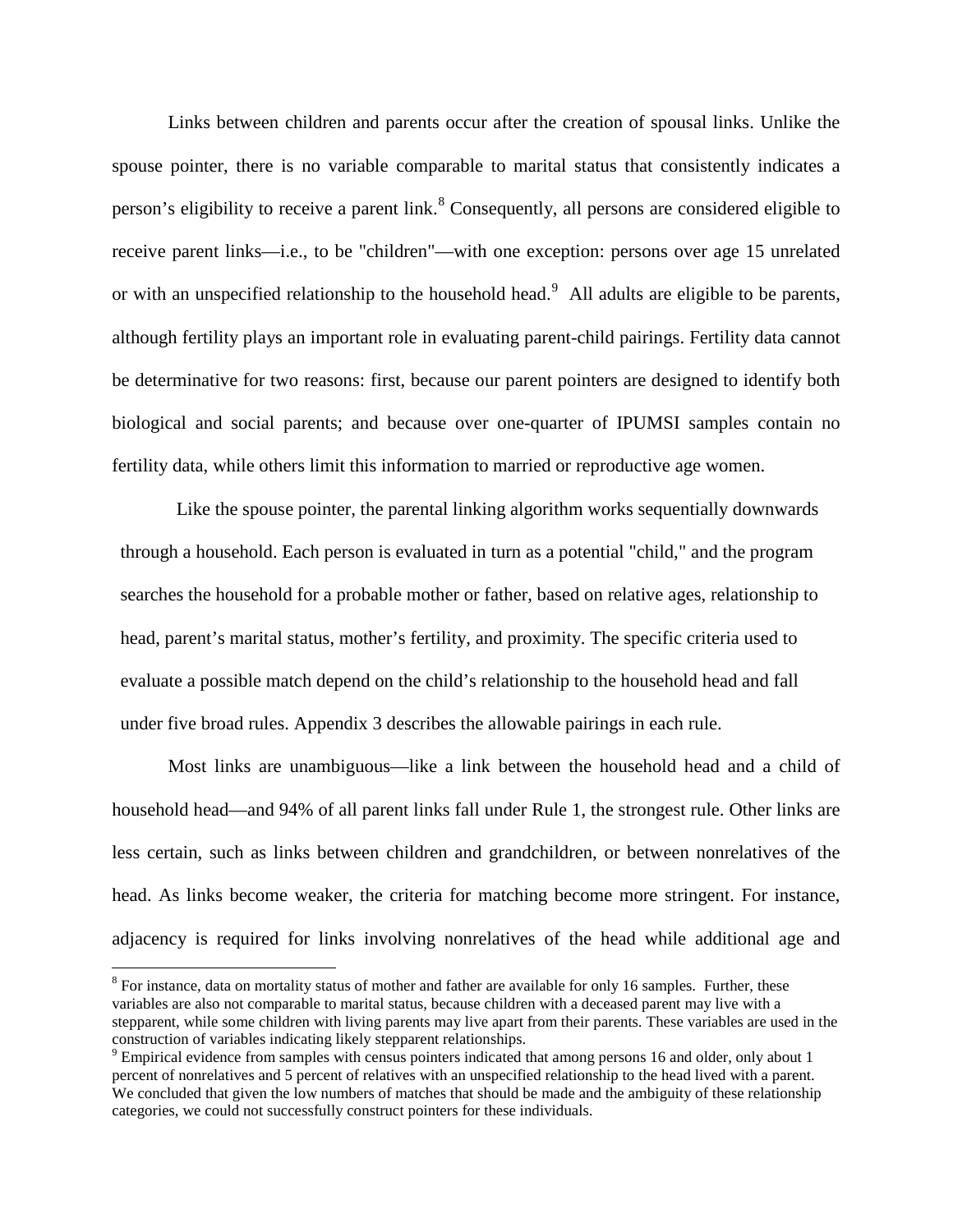Links between children and parents occur after the creation of spousal links. Unlike the spouse pointer, there is no variable comparable to marital status that consistently indicates a person's eligibility to receive a parent link.[8] Consequently, all persons are considered eligible to receive parent links—i.e., to be "children"—with one exception: persons over age 15 unrelated or with an unspecified relationship to the household head.[9] All adults are eligible to be parents, although fertility plays an important role in evaluating parent-child pairings. Fertility data cannot be determinative for two reasons: first, because our parent pointers are designed to identify both biological and social parents; and because over one-quarter of IPUMSI samples contain no fertility data, while others limit this information to married or reproductive age women.

Like the spouse pointer, the parental linking algorithm works sequentially downwards through a household. Each person is evaluated in turn as a potential "child," and the program searches the household for a probable mother or father, based on relative ages, relationship to head, parent's marital status, mother's fertility, and proximity. The specific criteria used to evaluate a possible match depend on the child's relationship to the household head and fall under five broad rules. Appendix 3 describes the allowable pairings in each rule.

Most links are unambiguous—like a link between the household head and a child of household head—and 94% of all parent links fall under Rule 1, the strongest rule. Other links are less certain, such as links between children and grandchildren, or between nonrelatives of the head. As links become weaker, the criteria for matching become more stringent. For instance, adjacency is required for links involving nonrelatives of the head while additional age and

---

[8] For instance, data on mortality status of mother and father are available for only 16 samples. Further, these variables are also not comparable to marital status, because children with a deceased parent may live with a stepparent, while some children with living parents may live apart from their parents. These variables are used in the construction of variables indicating likely stepparent relationships.

[9] Empirical evidence from samples with census pointers indicated that among persons 16 and older, only about 1 percent of nonrelatives and 5 percent of relatives with an unspecified relationship to the head lived with a parent. We concluded that given the low numbers of matches that should be made and the ambiguity of these relationship categories, we could not successfully construct pointers for these individuals.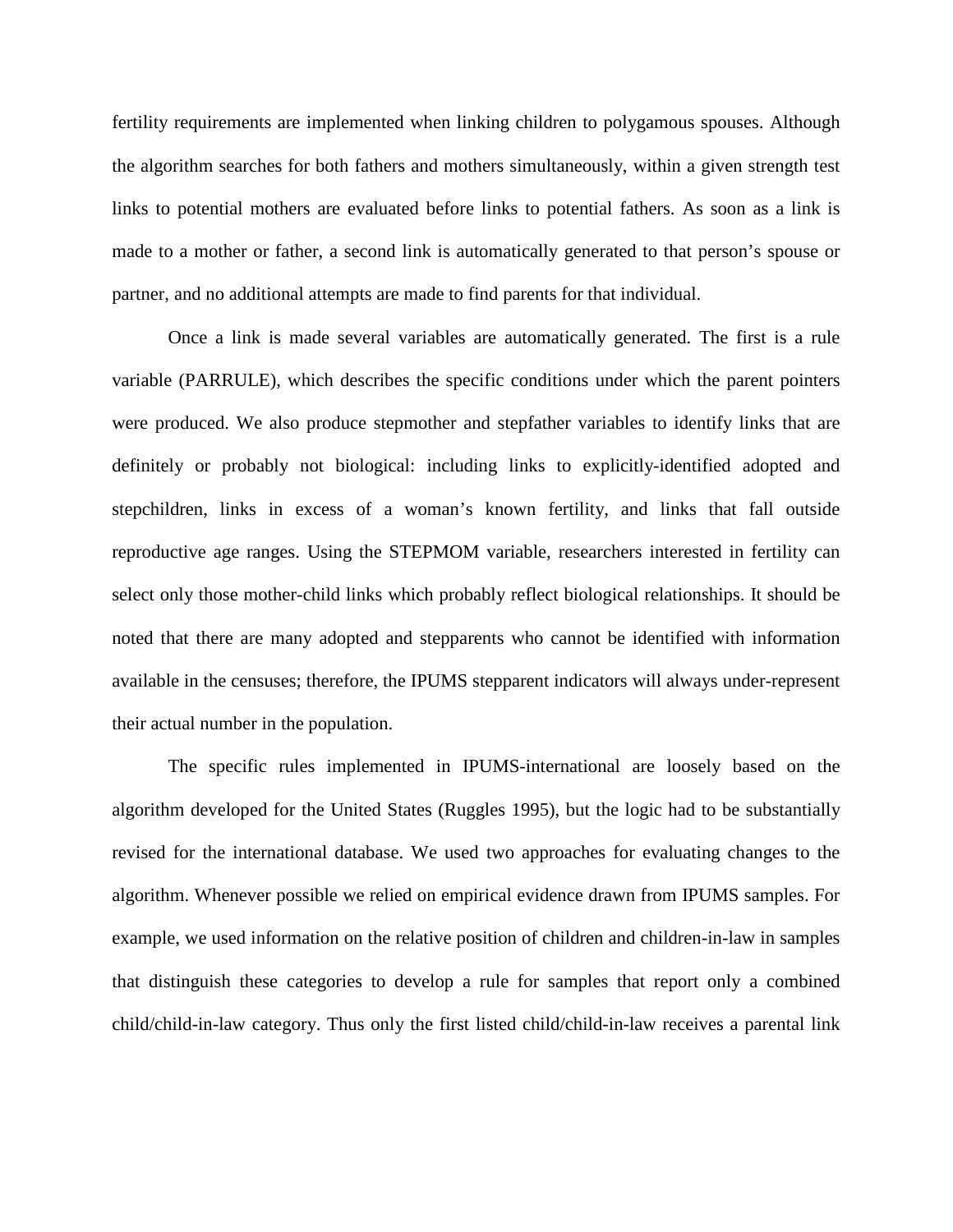fertility requirements are implemented when linking children to polygamous spouses. Although the algorithm searches for both fathers and mothers simultaneously, within a given strength test links to potential mothers are evaluated before links to potential fathers. As soon as a link is made to a mother or father, a second link is automatically generated to that person's spouse or partner, and no additional attempts are made to find parents for that individual.

Once a link is made several variables are automatically generated. The first is a rule variable (PARRULE), which describes the specific conditions under which the parent pointers were produced. We also produce stepmother and stepfather variables to identify links that are definitely or probably not biological: including links to explicitly-identified adopted and stepchildren, links in excess of a woman's known fertility, and links that fall outside reproductive age ranges. Using the STEPMOM variable, researchers interested in fertility can select only those mother-child links which probably reflect biological relationships. It should be noted that there are many adopted and stepparents who cannot be identified with information available in the censuses; therefore, the IPUMS stepparent indicators will always under-represent their actual number in the population.

The specific rules implemented in IPUMS-international are loosely based on the algorithm developed for the United States (Ruggles 1995), but the logic had to be substantially revised for the international database. We used two approaches for evaluating changes to the algorithm. Whenever possible we relied on empirical evidence drawn from IPUMS samples. For example, we used information on the relative position of children and children-in-law in samples that distinguish these categories to develop a rule for samples that report only a combined child/child-in-law category. Thus only the first listed child/child-in-law receives a parental link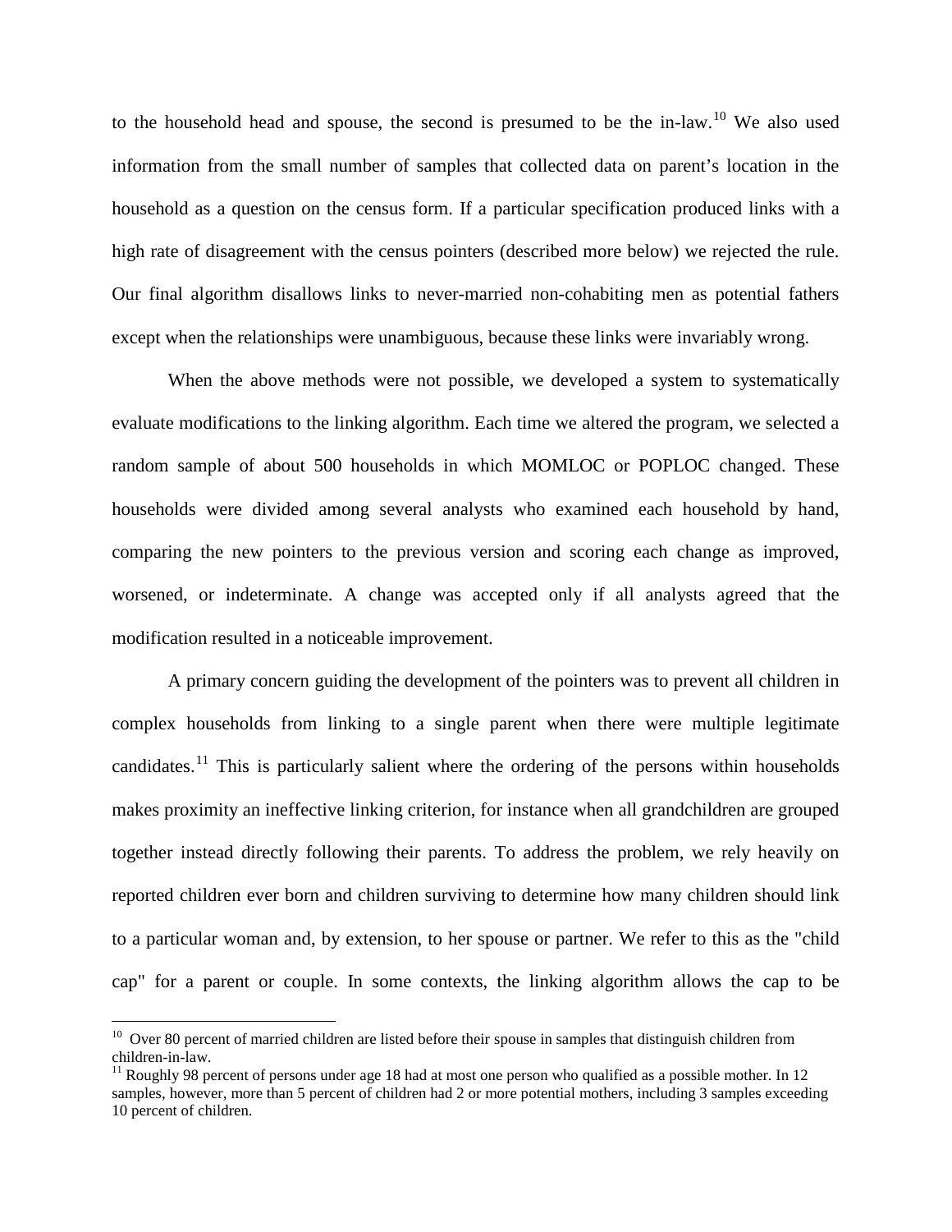to the household head and spouse, the second is presumed to be the in-law.[10] We also used information from the small number of samples that collected data on parent's location in the household as a question on the census form. If a particular specification produced links with a high rate of disagreement with the census pointers (described more below) we rejected the rule. Our final algorithm disallows links to never-married non-cohabiting men as potential fathers except when the relationships were unambiguous, because these links were invariably wrong.

When the above methods were not possible, we developed a system to systematically evaluate modifications to the linking algorithm. Each time we altered the program, we selected a random sample of about 500 households in which MOMLOC or POPLOC changed. These households were divided among several analysts who examined each household by hand, comparing the new pointers to the previous version and scoring each change as improved, worsened, or indeterminate. A change was accepted only if all analysts agreed that the modification resulted in a noticeable improvement.

A primary concern guiding the development of the pointers was to prevent all children in complex households from linking to a single parent when there were multiple legitimate candidates.[11] This is particularly salient where the ordering of the persons within households makes proximity an ineffective linking criterion, for instance when all grandchildren are grouped together instead directly following their parents. To address the problem, we rely heavily on reported children ever born and children surviving to determine how many children should link to a particular woman and, by extension, to her spouse or partner. We refer to this as the "child cap" for a parent or couple. In some contexts, the linking algorithm allows the cap to be

---

[10] Over 80 percent of married children are listed before their spouse in samples that distinguish children from children-in-law.

[11] Roughly 98 percent of persons under age 18 had at most one person who qualified as a possible mother. In 12 samples, however, more than 5 percent of children had 2 or more potential mothers, including 3 samples exceeding 10 percent of children.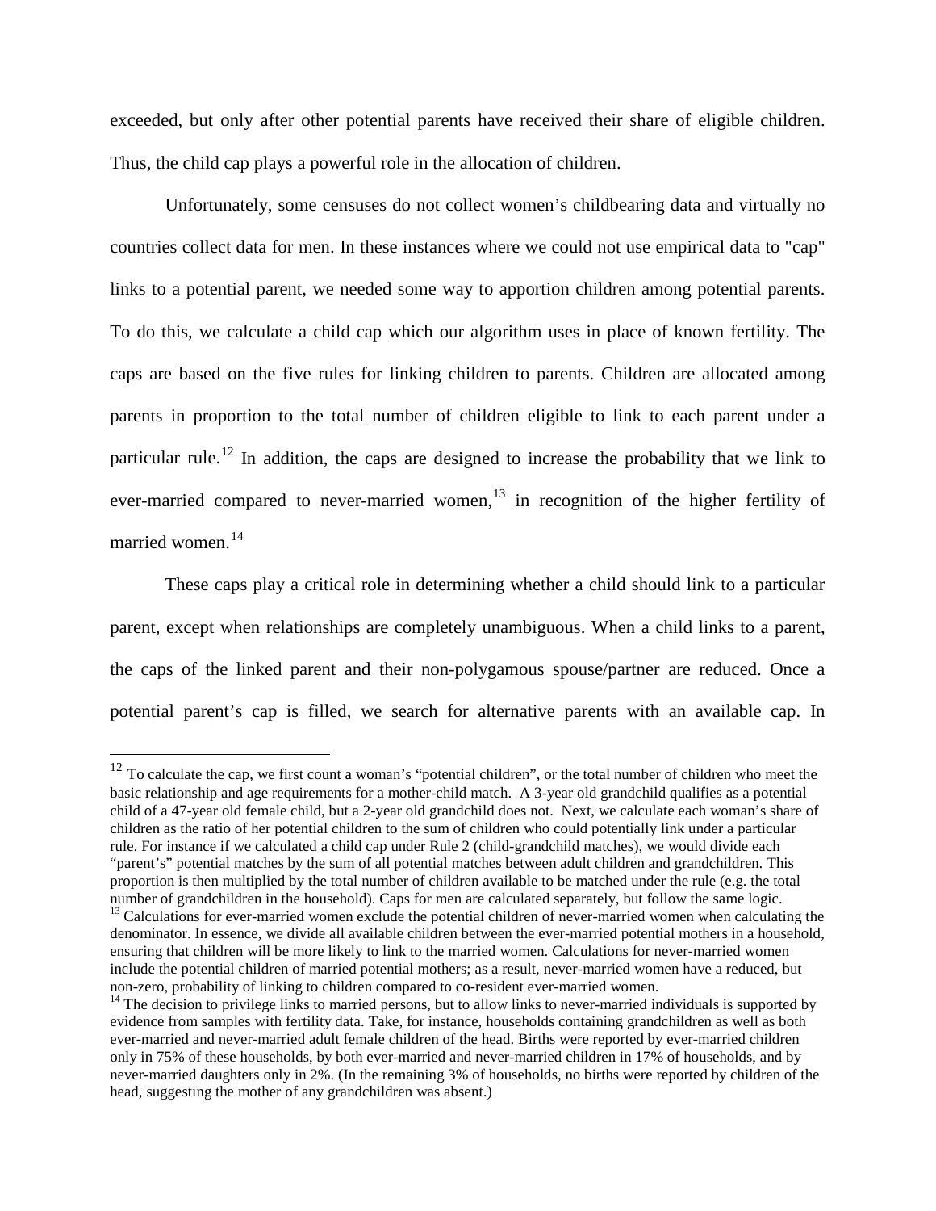exceeded, but only after other potential parents have received their share of eligible children. Thus, the child cap plays a powerful role in the allocation of children.

Unfortunately, some censuses do not collect women's childbearing data and virtually no countries collect data for men. In these instances where we could not use empirical data to "cap" links to a potential parent, we needed some way to apportion children among potential parents. To do this, we calculate a child cap which our algorithm uses in place of known fertility. The caps are based on the five rules for linking children to parents. Children are allocated among parents in proportion to the total number of children eligible to link to each parent under a particular rule.[12] In addition, the caps are designed to increase the probability that we link to ever-married compared to never-married women,[13] in recognition of the higher fertility of married women.[14]

These caps play a critical role in determining whether a child should link to a particular parent, except when relationships are completely unambiguous. When a child links to a parent, the caps of the linked parent and their non-polygamous spouse/partner are reduced. Once a potential parent's cap is filled, we search for alternative parents with an available cap. In

---

[12] To calculate the cap, we first count a woman's "potential children", or the total number of children who meet the basic relationship and age requirements for a mother-child match. A 3-year old grandchild qualifies as a potential child of a 47-year old female child, but a 2-year old grandchild does not. Next, we calculate each woman's share of children as the ratio of her potential children to the sum of children who could potentially link under a particular rule. For instance if we calculated a child cap under Rule 2 (child-grandchild matches), we would divide each "parent's" potential matches by the sum of all potential matches between adult children and grandchildren. This proportion is then multiplied by the total number of children available to be matched under the rule (e.g. the total number of grandchildren in the household). Caps for men are calculated separately, but follow the same logic.

[13] Calculations for ever-married women exclude the potential children of never-married women when calculating the denominator. In essence, we divide all available children between the ever-married potential mothers in a household, ensuring that children will be more likely to link to the married women. Calculations for never-married women include the potential children of married potential mothers; as a result, never-married women have a reduced, but non-zero, probability of linking to children compared to co-resident ever-married women.

[14] The decision to privilege links to married persons, but to allow links to never-married individuals is supported by evidence from samples with fertility data. Take, for instance, households containing grandchildren as well as both ever-married and never-married adult female children of the head. Births were reported by ever-married children only in 75% of these households, by both ever-married and never-married children in 17% of households, and by never-married daughters only in 2%. (In the remaining 3% of households, no births were reported by children of the head, suggesting the mother of any grandchildren was absent.)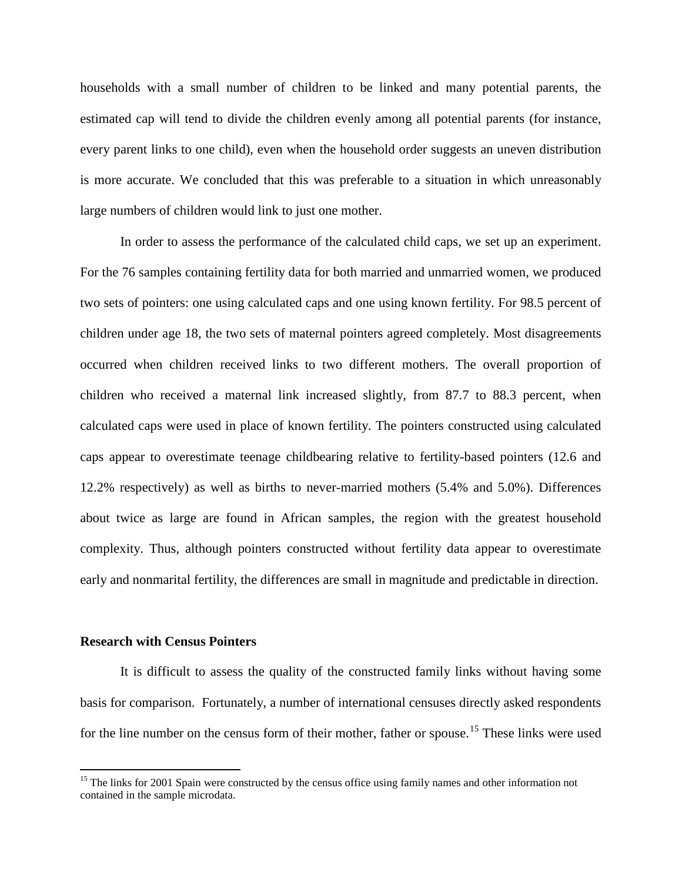households with a small number of children to be linked and many potential parents, the estimated cap will tend to divide the children evenly among all potential parents (for instance, every parent links to one child), even when the household order suggests an uneven distribution is more accurate. We concluded that this was preferable to a situation in which unreasonably large numbers of children would link to just one mother.

In order to assess the performance of the calculated child caps, we set up an experiment. For the 76 samples containing fertility data for both married and unmarried women, we produced two sets of pointers: one using calculated caps and one using known fertility. For 98.5 percent of children under age 18, the two sets of maternal pointers agreed completely. Most disagreements occurred when children received links to two different mothers. The overall proportion of children who received a maternal link increased slightly, from 87.7 to 88.3 percent, when calculated caps were used in place of known fertility. The pointers constructed using calculated caps appear to overestimate teenage childbearing relative to fertility-based pointers (12.6 and 12.2% respectively) as well as births to never-married mothers (5.4% and 5.0%). Differences about twice as large are found in African samples, the region with the greatest household complexity. Thus, although pointers constructed without fertility data appear to overestimate early and nonmarital fertility, the differences are small in magnitude and predictable in direction.

**Research with Census Pointers**

It is difficult to assess the quality of the constructed family links without having some basis for comparison. Fortunately, a number of international censuses directly asked respondents for the line number on the census form of their mother, father or spouse.[15] These links were used

[15] The links for 2001 Spain were constructed by the census office using family names and other information not contained in the sample microdata.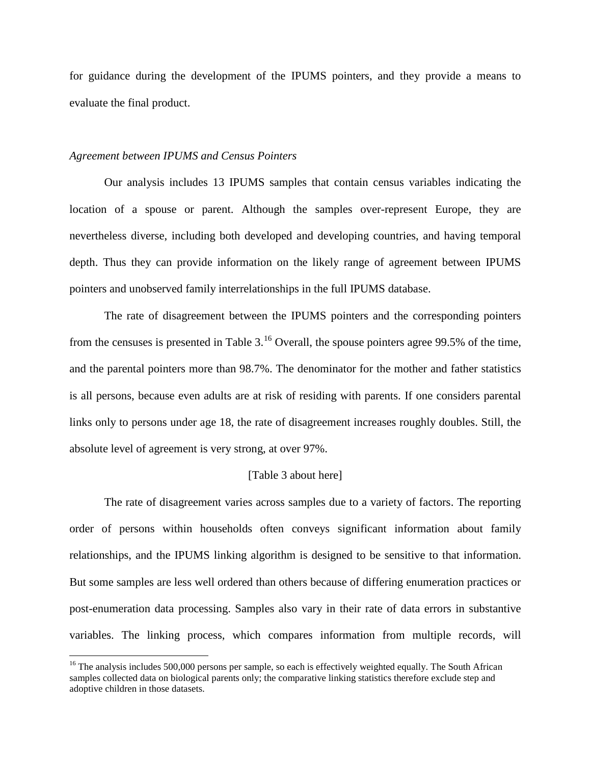for guidance during the development of the IPUMS pointers, and they provide a means to evaluate the final product.

*Agreement between IPUMS and Census Pointers*

Our analysis includes 13 IPUMS samples that contain census variables indicating the location of a spouse or parent. Although the samples over-represent Europe, they are nevertheless diverse, including both developed and developing countries, and having temporal depth. Thus they can provide information on the likely range of agreement between IPUMS pointers and unobserved family interrelationships in the full IPUMS database.

The rate of disagreement between the IPUMS pointers and the corresponding pointers from the censuses is presented in Table 3.[16] Overall, the spouse pointers agree 99.5% of the time, and the parental pointers more than 98.7%. The denominator for the mother and father statistics is all persons, because even adults are at risk of residing with parents. If one considers parental links only to persons under age 18, the rate of disagreement increases roughly doubles. Still, the absolute level of agreement is very strong, at over 97%.

[Table 3 about here]

The rate of disagreement varies across samples due to a variety of factors. The reporting order of persons within households often conveys significant information about family relationships, and the IPUMS linking algorithm is designed to be sensitive to that information. But some samples are less well ordered than others because of differing enumeration practices or post-enumeration data processing. Samples also vary in their rate of data errors in substantive variables. The linking process, which compares information from multiple records, will

[16] The analysis includes 500,000 persons per sample, so each is effectively weighted equally. The South African samples collected data on biological parents only; the comparative linking statistics therefore exclude step and adoptive children in those datasets.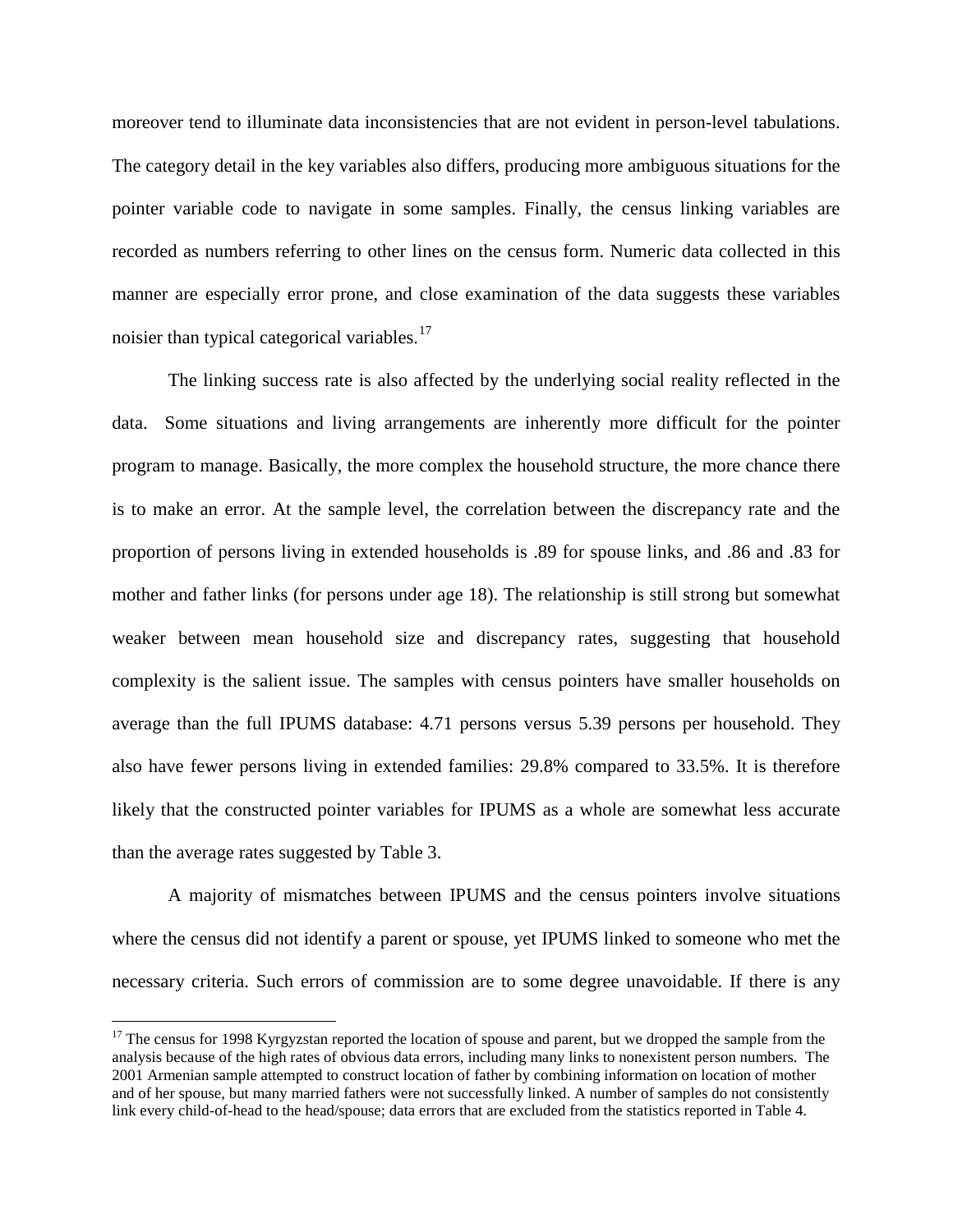moreover tend to illuminate data inconsistencies that are not evident in person-level tabulations. The category detail in the key variables also differs, producing more ambiguous situations for the pointer variable code to navigate in some samples. Finally, the census linking variables are recorded as numbers referring to other lines on the census form. Numeric data collected in this manner are especially error prone, and close examination of the data suggests these variables noisier than typical categorical variables.[17]

The linking success rate is also affected by the underlying social reality reflected in the data. Some situations and living arrangements are inherently more difficult for the pointer program to manage. Basically, the more complex the household structure, the more chance there is to make an error. At the sample level, the correlation between the discrepancy rate and the proportion of persons living in extended households is .89 for spouse links, and .86 and .83 for mother and father links (for persons under age 18). The relationship is still strong but somewhat weaker between mean household size and discrepancy rates, suggesting that household complexity is the salient issue. The samples with census pointers have smaller households on average than the full IPUMS database: 4.71 persons versus 5.39 persons per household. They also have fewer persons living in extended families: 29.8% compared to 33.5%. It is therefore likely that the constructed pointer variables for IPUMS as a whole are somewhat less accurate than the average rates suggested by Table 3.

A majority of mismatches between IPUMS and the census pointers involve situations where the census did not identify a parent or spouse, yet IPUMS linked to someone who met the necessary criteria. Such errors of commission are to some degree unavoidable. If there is any

[17] The census for 1998 Kyrgyzstan reported the location of spouse and parent, but we dropped the sample from the analysis because of the high rates of obvious data errors, including many links to nonexistent person numbers. The 2001 Armenian sample attempted to construct location of father by combining information on location of mother and of her spouse, but many married fathers were not successfully linked. A number of samples do not consistently link every child-of-head to the head/spouse; data errors that are excluded from the statistics reported in Table 4.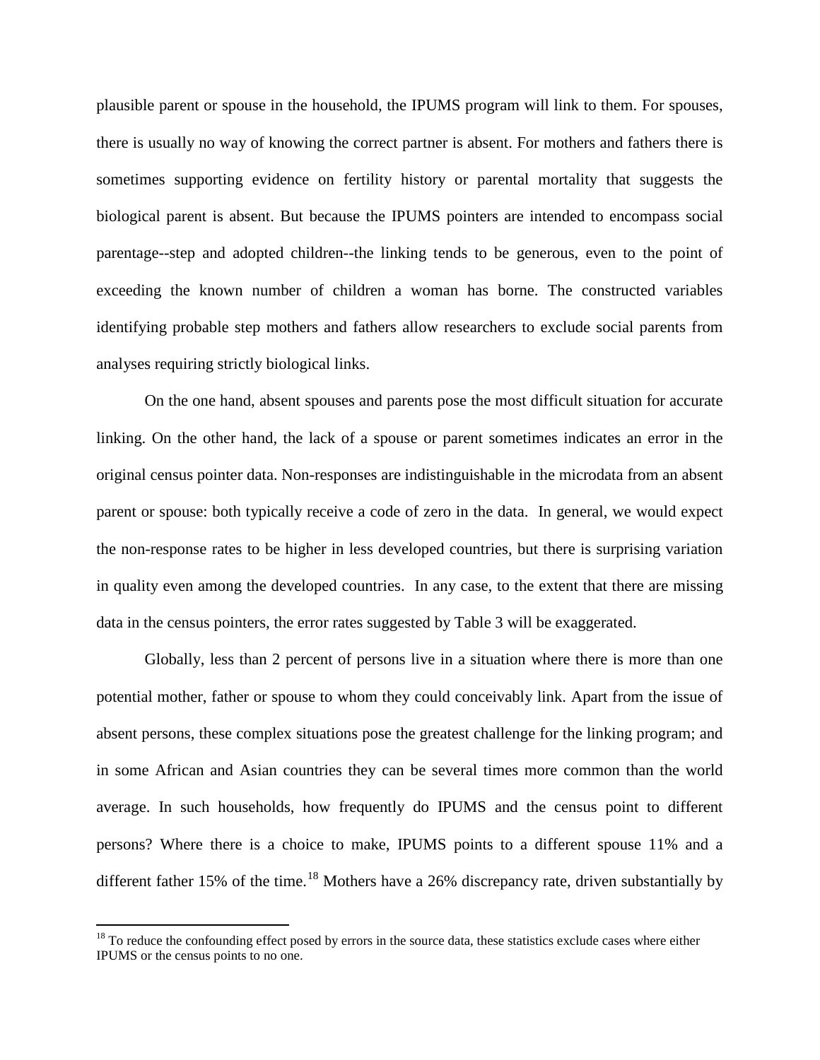plausible parent or spouse in the household, the IPUMS program will link to them. For spouses, there is usually no way of knowing the correct partner is absent. For mothers and fathers there is sometimes supporting evidence on fertility history or parental mortality that suggests the biological parent is absent. But because the IPUMS pointers are intended to encompass social parentage--step and adopted children--the linking tends to be generous, even to the point of exceeding the known number of children a woman has borne. The constructed variables identifying probable step mothers and fathers allow researchers to exclude social parents from analyses requiring strictly biological links.

On the one hand, absent spouses and parents pose the most difficult situation for accurate linking. On the other hand, the lack of a spouse or parent sometimes indicates an error in the original census pointer data. Non-responses are indistinguishable in the microdata from an absent parent or spouse: both typically receive a code of zero in the data. In general, we would expect the non-response rates to be higher in less developed countries, but there is surprising variation in quality even among the developed countries. In any case, to the extent that there are missing data in the census pointers, the error rates suggested by Table 3 will be exaggerated.

Globally, less than 2 percent of persons live in a situation where there is more than one potential mother, father or spouse to whom they could conceivably link. Apart from the issue of absent persons, these complex situations pose the greatest challenge for the linking program; and in some African and Asian countries they can be several times more common than the world average. In such households, how frequently do IPUMS and the census point to different persons? Where there is a choice to make, IPUMS points to a different spouse 11% and a different father 15% of the time.[18] Mothers have a 26% discrepancy rate, driven substantially by

[18] To reduce the confounding effect posed by errors in the source data, these statistics exclude cases where either IPUMS or the census points to no one.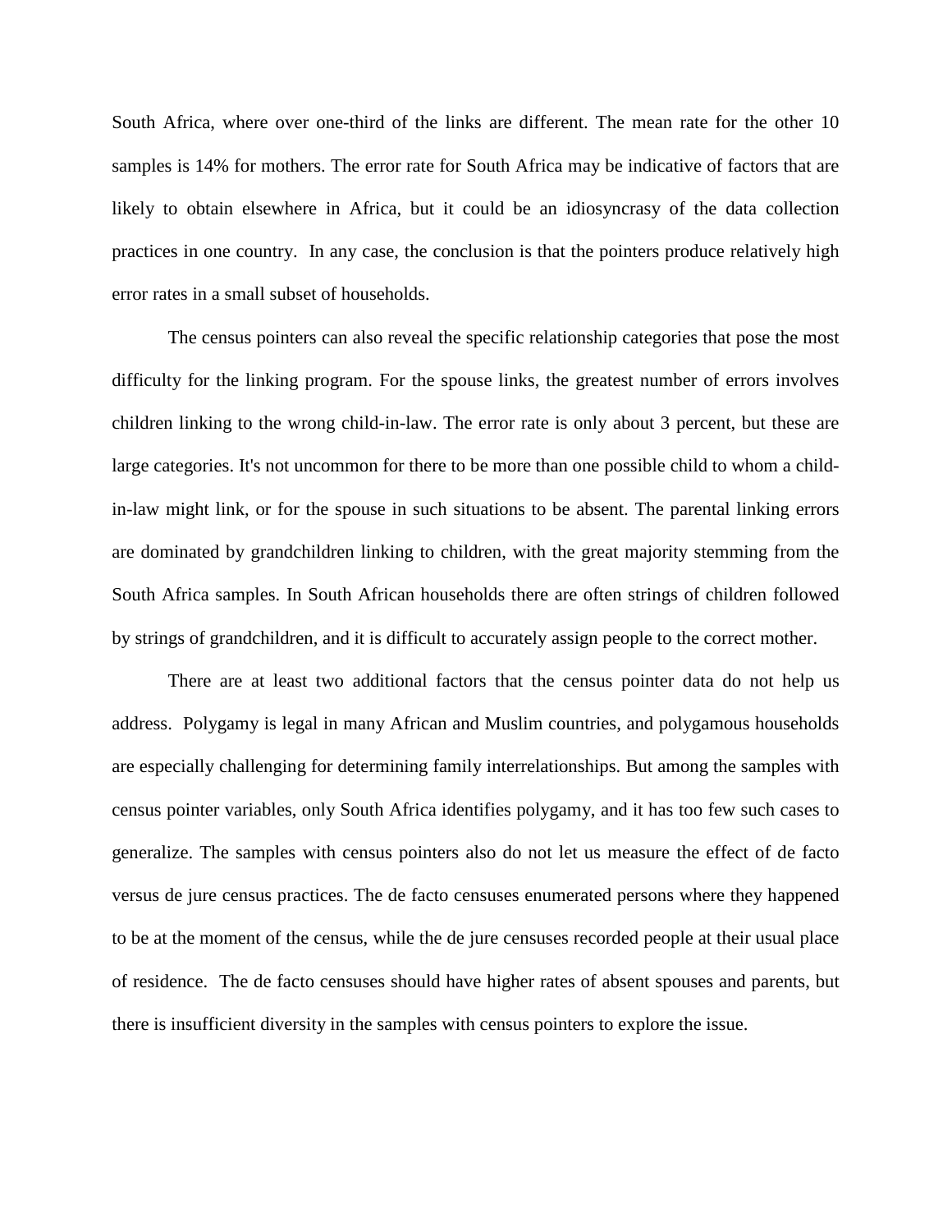South Africa, where over one-third of the links are different. The mean rate for the other 10 samples is 14% for mothers. The error rate for South Africa may be indicative of factors that are likely to obtain elsewhere in Africa, but it could be an idiosyncrasy of the data collection practices in one country. In any case, the conclusion is that the pointers produce relatively high error rates in a small subset of households.

The census pointers can also reveal the specific relationship categories that pose the most difficulty for the linking program. For the spouse links, the greatest number of errors involves children linking to the wrong child-in-law. The error rate is only about 3 percent, but these are large categories. It's not uncommon for there to be more than one possible child to whom a child-in-law might link, or for the spouse in such situations to be absent. The parental linking errors are dominated by grandchildren linking to children, with the great majority stemming from the South Africa samples. In South African households there are often strings of children followed by strings of grandchildren, and it is difficult to accurately assign people to the correct mother.

There are at least two additional factors that the census pointer data do not help us address. Polygamy is legal in many African and Muslim countries, and polygamous households are especially challenging for determining family interrelationships. But among the samples with census pointer variables, only South Africa identifies polygamy, and it has too few such cases to generalize. The samples with census pointers also do not let us measure the effect of de facto versus de jure census practices. The de facto censuses enumerated persons where they happened to be at the moment of the census, while the de jure censuses recorded people at their usual place of residence. The de facto censuses should have higher rates of absent spouses and parents, but there is insufficient diversity in the samples with census pointers to explore the issue.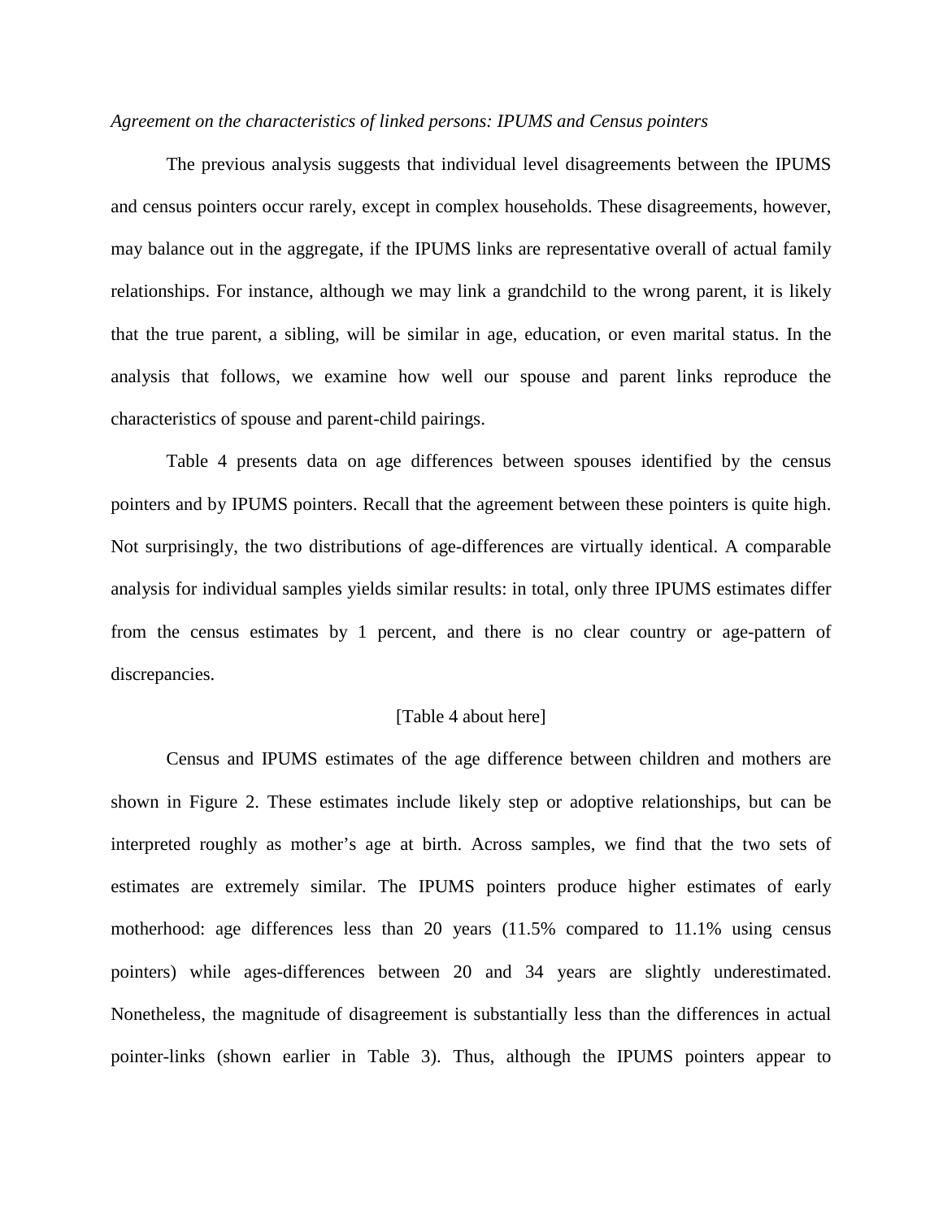*Agreement on the characteristics of linked persons: IPUMS and Census pointers*

The previous analysis suggests that individual level disagreements between the IPUMS and census pointers occur rarely, except in complex households. These disagreements, however, may balance out in the aggregate, if the IPUMS links are representative overall of actual family relationships. For instance, although we may link a grandchild to the wrong parent, it is likely that the true parent, a sibling, will be similar in age, education, or even marital status. In the analysis that follows, we examine how well our spouse and parent links reproduce the characteristics of spouse and parent-child pairings.

Table 4 presents data on age differences between spouses identified by the census pointers and by IPUMS pointers. Recall that the agreement between these pointers is quite high. Not surprisingly, the two distributions of age-differences are virtually identical. A comparable analysis for individual samples yields similar results: in total, only three IPUMS estimates differ from the census estimates by 1 percent, and there is no clear country or age-pattern of discrepancies.

[Table 4 about here]

Census and IPUMS estimates of the age difference between children and mothers are shown in Figure 2. These estimates include likely step or adoptive relationships, but can be interpreted roughly as mother's age at birth. Across samples, we find that the two sets of estimates are extremely similar. The IPUMS pointers produce higher estimates of early motherhood: age differences less than 20 years (11.5% compared to 11.1% using census pointers) while ages-differences between 20 and 34 years are slightly underestimated. Nonetheless, the magnitude of disagreement is substantially less than the differences in actual pointer-links (shown earlier in Table 3). Thus, although the IPUMS pointers appear to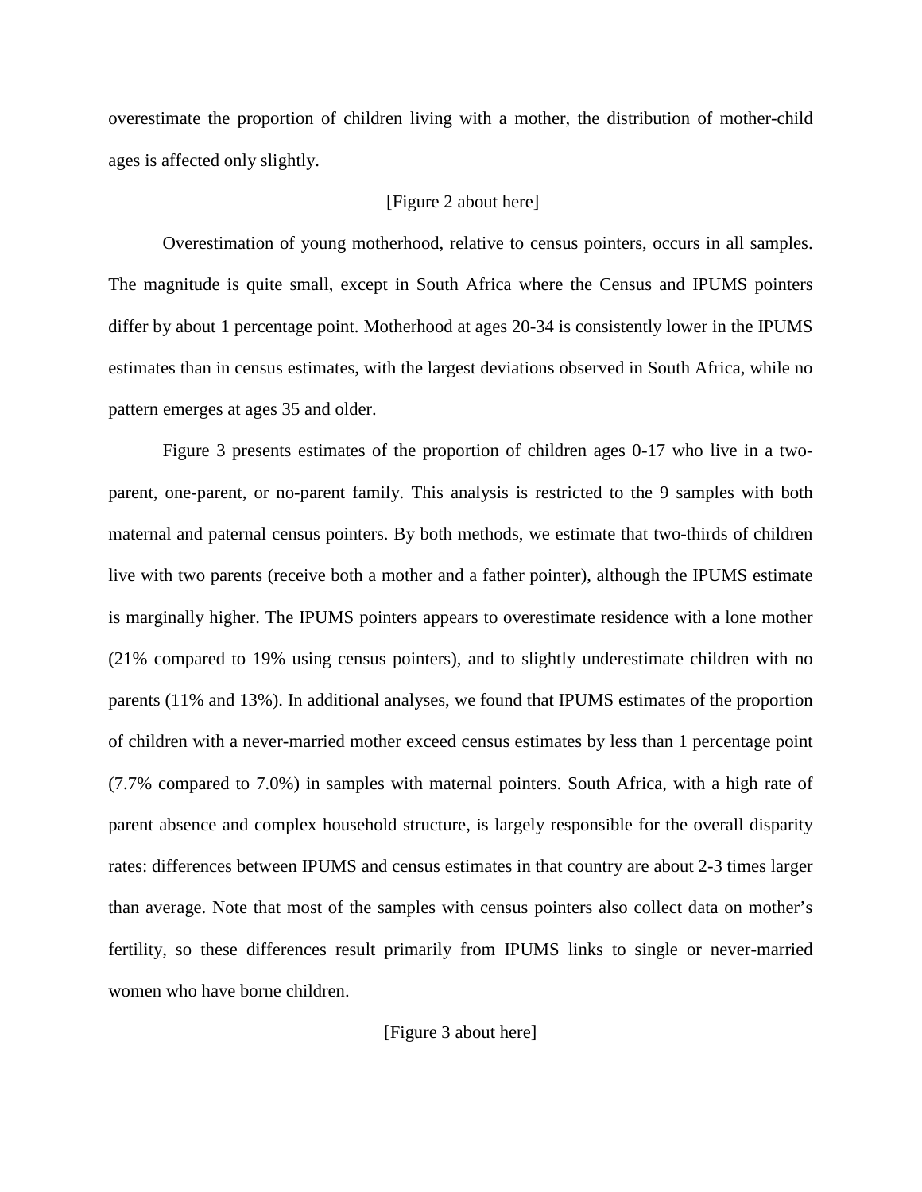overestimate the proportion of children living with a mother, the distribution of mother-child ages is affected only slightly.

[Figure 2 about here]

Overestimation of young motherhood, relative to census pointers, occurs in all samples. The magnitude is quite small, except in South Africa where the Census and IPUMS pointers differ by about 1 percentage point. Motherhood at ages 20-34 is consistently lower in the IPUMS estimates than in census estimates, with the largest deviations observed in South Africa, while no pattern emerges at ages 35 and older.

Figure 3 presents estimates of the proportion of children ages 0-17 who live in a two-parent, one-parent, or no-parent family. This analysis is restricted to the 9 samples with both maternal and paternal census pointers. By both methods, we estimate that two-thirds of children live with two parents (receive both a mother and a father pointer), although the IPUMS estimate is marginally higher. The IPUMS pointers appears to overestimate residence with a lone mother (21% compared to 19% using census pointers), and to slightly underestimate children with no parents (11% and 13%). In additional analyses, we found that IPUMS estimates of the proportion of children with a never-married mother exceed census estimates by less than 1 percentage point (7.7% compared to 7.0%) in samples with maternal pointers. South Africa, with a high rate of parent absence and complex household structure, is largely responsible for the overall disparity rates: differences between IPUMS and census estimates in that country are about 2-3 times larger than average. Note that most of the samples with census pointers also collect data on mother's fertility, so these differences result primarily from IPUMS links to single or never-married women who have borne children.

[Figure 3 about here]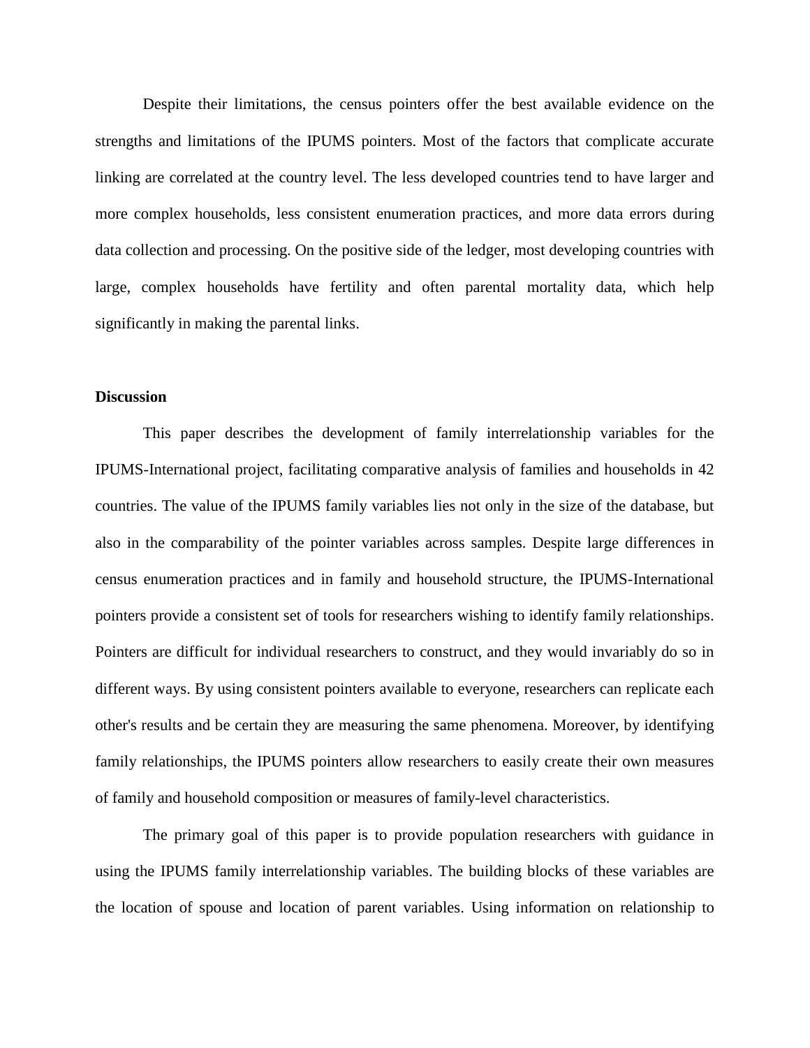Despite their limitations, the census pointers offer the best available evidence on the strengths and limitations of the IPUMS pointers. Most of the factors that complicate accurate linking are correlated at the country level. The less developed countries tend to have larger and more complex households, less consistent enumeration practices, and more data errors during data collection and processing. On the positive side of the ledger, most developing countries with large, complex households have fertility and often parental mortality data, which help significantly in making the parental links.

## Discussion

This paper describes the development of family interrelationship variables for the IPUMS-International project, facilitating comparative analysis of families and households in 42 countries. The value of the IPUMS family variables lies not only in the size of the database, but also in the comparability of the pointer variables across samples. Despite large differences in census enumeration practices and in family and household structure, the IPUMS-International pointers provide a consistent set of tools for researchers wishing to identify family relationships. Pointers are difficult for individual researchers to construct, and they would invariably do so in different ways. By using consistent pointers available to everyone, researchers can replicate each other's results and be certain they are measuring the same phenomena. Moreover, by identifying family relationships, the IPUMS pointers allow researchers to easily create their own measures of family and household composition or measures of family-level characteristics.

The primary goal of this paper is to provide population researchers with guidance in using the IPUMS family interrelationship variables. The building blocks of these variables are the location of spouse and location of parent variables. Using information on relationship to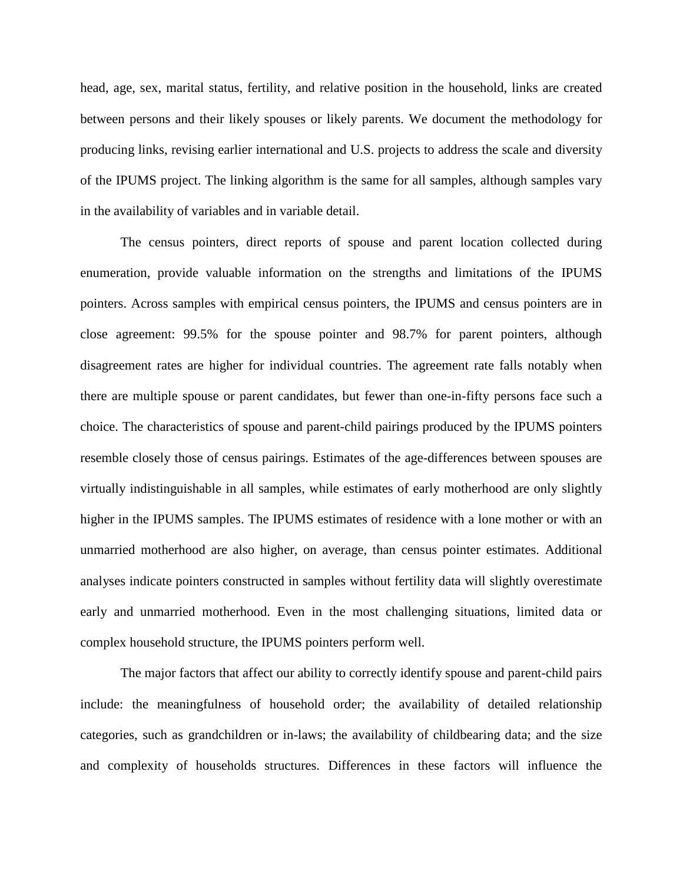head, age, sex, marital status, fertility, and relative position in the household, links are created between persons and their likely spouses or likely parents. We document the methodology for producing links, revising earlier international and U.S. projects to address the scale and diversity of the IPUMS project. The linking algorithm is the same for all samples, although samples vary in the availability of variables and in variable detail.

The census pointers, direct reports of spouse and parent location collected during enumeration, provide valuable information on the strengths and limitations of the IPUMS pointers. Across samples with empirical census pointers, the IPUMS and census pointers are in close agreement: 99.5% for the spouse pointer and 98.7% for parent pointers, although disagreement rates are higher for individual countries. The agreement rate falls notably when there are multiple spouse or parent candidates, but fewer than one-in-fifty persons face such a choice. The characteristics of spouse and parent-child pairings produced by the IPUMS pointers resemble closely those of census pairings. Estimates of the age-differences between spouses are virtually indistinguishable in all samples, while estimates of early motherhood are only slightly higher in the IPUMS samples. The IPUMS estimates of residence with a lone mother or with an unmarried motherhood are also higher, on average, than census pointer estimates. Additional analyses indicate pointers constructed in samples without fertility data will slightly overestimate early and unmarried motherhood. Even in the most challenging situations, limited data or complex household structure, the IPUMS pointers perform well.

The major factors that affect our ability to correctly identify spouse and parent-child pairs include: the meaningfulness of household order; the availability of detailed relationship categories, such as grandchildren or in-laws; the availability of childbearing data; and the size and complexity of households structures. Differences in these factors will influence the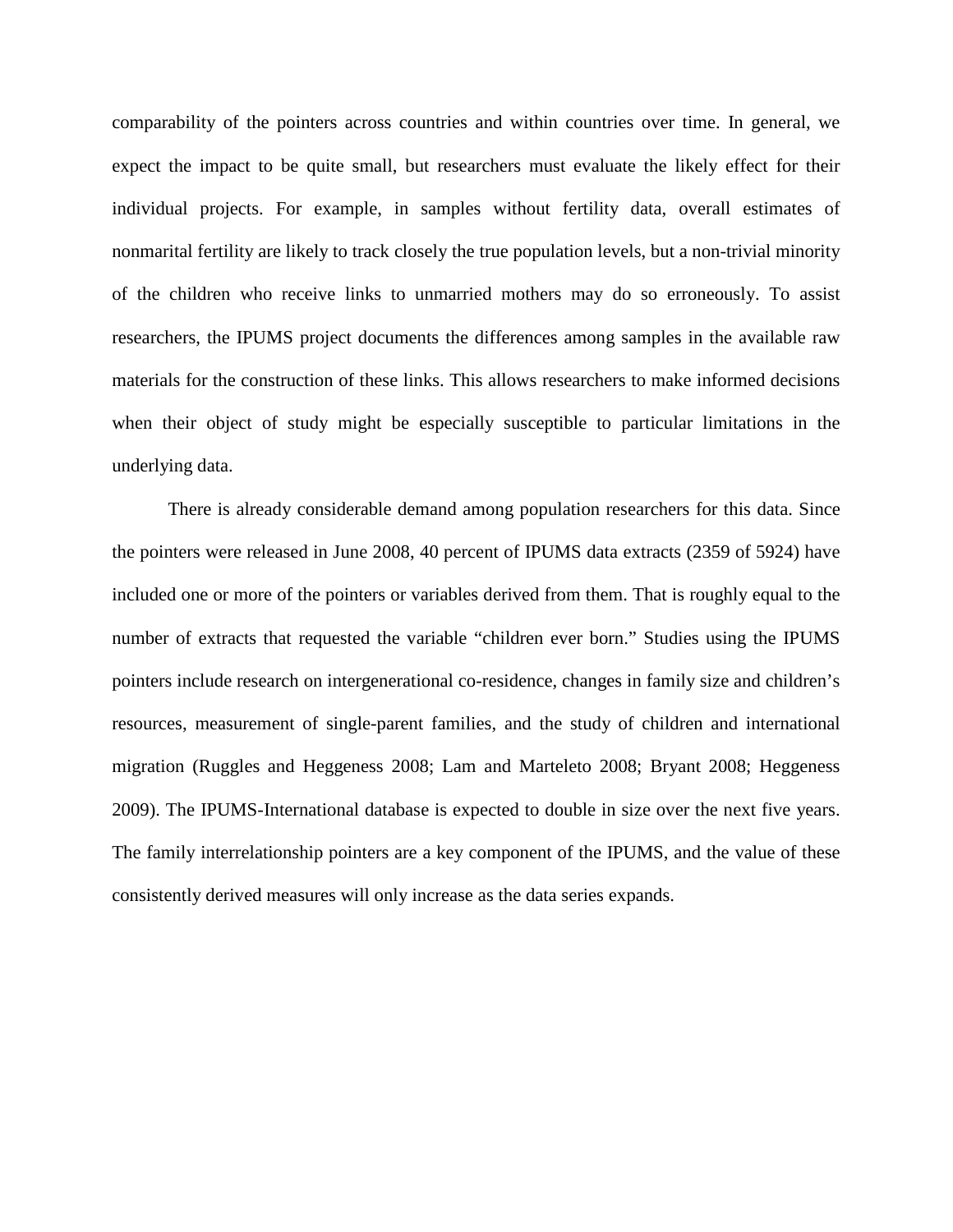comparability of the pointers across countries and within countries over time. In general, we expect the impact to be quite small, but researchers must evaluate the likely effect for their individual projects. For example, in samples without fertility data, overall estimates of nonmarital fertility are likely to track closely the true population levels, but a non-trivial minority of the children who receive links to unmarried mothers may do so erroneously. To assist researchers, the IPUMS project documents the differences among samples in the available raw materials for the construction of these links. This allows researchers to make informed decisions when their object of study might be especially susceptible to particular limitations in the underlying data.

There is already considerable demand among population researchers for this data. Since the pointers were released in June 2008, 40 percent of IPUMS data extracts (2359 of 5924) have included one or more of the pointers or variables derived from them. That is roughly equal to the number of extracts that requested the variable "children ever born." Studies using the IPUMS pointers include research on intergenerational co-residence, changes in family size and children's resources, measurement of single-parent families, and the study of children and international migration (Ruggles and Heggeness 2008; Lam and Marteleto 2008; Bryant 2008; Heggeness 2009). The IPUMS-International database is expected to double in size over the next five years. The family interrelationship pointers are a key component of the IPUMS, and the value of these consistently derived measures will only increase as the data series expands.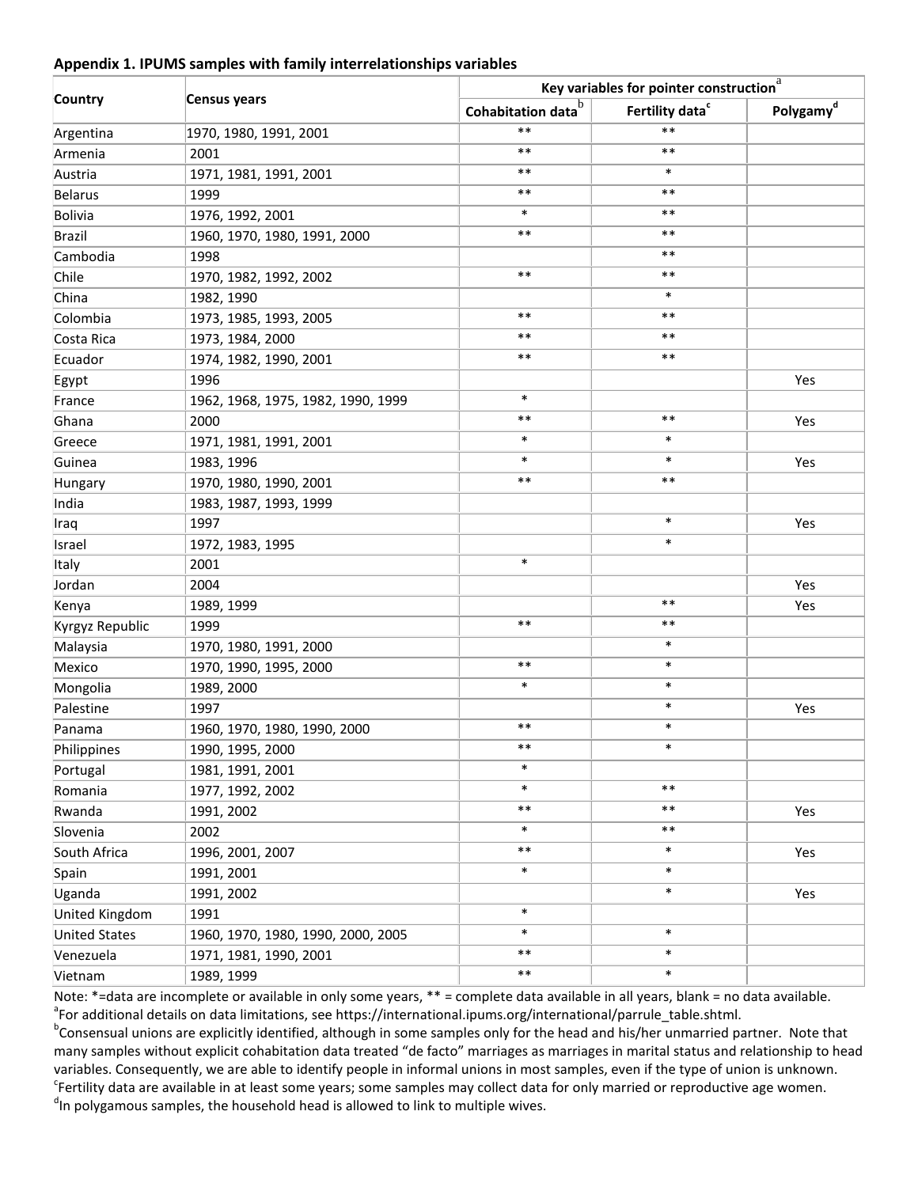**Appendix 1. IPUMS samples with family interrelationships variables**

| Country | Census years | Key variables for pointer construction[a] | | |
|---|---|---|---|---|
| | | Cohabitation data[b] | Fertility data[c] | Polygamy[d] |
| Argentina | 1970, 1980, 1991, 2001 | ** | ** | |
| Armenia | 2001 | ** | ** | |
| Austria | 1971, 1981, 1991, 2001 | ** | * | |
| Belarus | 1999 | ** | ** | |
| Bolivia | 1976, 1992, 2001 | * | ** | |
| Brazil | 1960, 1970, 1980, 1991, 2000 | ** | ** | |
| Cambodia | 1998 | | ** | |
| Chile | 1970, 1982, 1992, 2002 | ** | ** | |
| China | 1982, 1990 | | * | |
| Colombia | 1973, 1985, 1993, 2005 | ** | ** | |
| Costa Rica | 1973, 1984, 2000 | ** | ** | |
| Ecuador | 1974, 1982, 1990, 2001 | ** | ** | |
| Egypt | 1996 | | | Yes |
| France | 1962, 1968, 1975, 1982, 1990, 1999 | * | | |
| Ghana | 2000 | ** | ** | Yes |
| Greece | 1971, 1981, 1991, 2001 | * | * | |
| Guinea | 1983, 1996 | * | * | Yes |
| Hungary | 1970, 1980, 1990, 2001 | ** | ** | |
| India | 1983, 1987, 1993, 1999 | | | |
| Iraq | 1997 | | * | Yes |
| Israel | 1972, 1983, 1995 | | * | |
| Italy | 2001 | * | | |
| Jordan | 2004 | | | Yes |
| Kenya | 1989, 1999 | | ** | Yes |
| Kyrgyz Republic | 1999 | ** | ** | |
| Malaysia | 1970, 1980, 1991, 2000 | | * | |
| Mexico | 1970, 1990, 1995, 2000 | ** | * | |
| Mongolia | 1989, 2000 | * | * | |
| Palestine | 1997 | | * | Yes |
| Panama | 1960, 1970, 1980, 1990, 2000 | ** | * | |
| Philippines | 1990, 1995, 2000 | ** | * | |
| Portugal | 1981, 1991, 2001 | * | | |
| Romania | 1977, 1992, 2002 | * | ** | |
| Rwanda | 1991, 2002 | ** | ** | Yes |
| Slovenia | 2002 | * | ** | |
| South Africa | 1996, 2001, 2007 | ** | * | Yes |
| Spain | 1991, 2001 | * | * | |
| Uganda | 1991, 2002 | | * | Yes |
| United Kingdom | 1991 | * | | |
| United States | 1960, 1970, 1980, 1990, 2000, 2005 | * | * | |
| Venezuela | 1971, 1981, 1990, 2001 | ** | * | |
| Vietnam | 1989, 1999 | ** | * | |

Note: *=data are incomplete or available in only some years, ** = complete data available in all years, blank = no data available.

[a] For additional details on data limitations, see https://international.ipums.org/international/parrule_table.shtml.

[b] Consensual unions are explicitly identified, although in some samples only for the head and his/her unmarried partner. Note that many samples without explicit cohabitation data treated "de facto" marriages as marriages in marital status and relationship to head variables. Consequently, we are able to identify people in informal unions in most samples, even if the type of union is unknown.

[c] Fertility data are available in at least some years; some samples may collect data for only married or reproductive age women.

[d] In polygamous samples, the household head is allowed to link to multiple wives.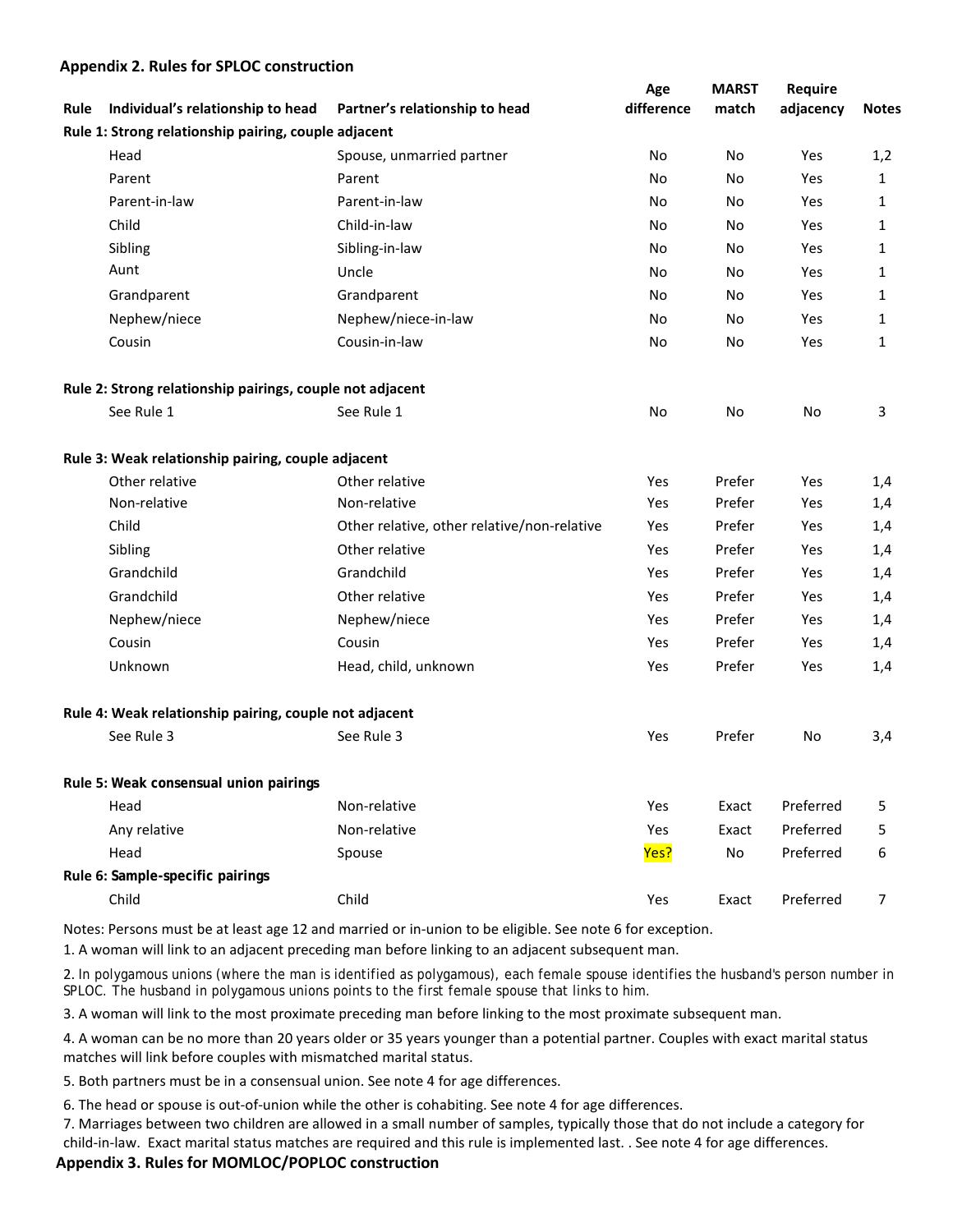### Appendix 2. Rules for SPLOC construction

| Rule | Individual's relationship to head | Partner's relationship to head | Age difference | MARST match | Require adjacency | Notes |
|---|---|---|---|---|---|---|
| **Rule 1: Strong relationship pairing, couple adjacent** | | | | | | |
| | Head | Spouse, unmarried partner | No | No | Yes | 1,2 |
| | Parent | Parent | No | No | Yes | 1 |
| | Parent-in-law | Parent-in-law | No | No | Yes | 1 |
| | Child | Child-in-law | No | No | Yes | 1 |
| | Sibling | Sibling-in-law | No | No | Yes | 1 |
| | Aunt | Uncle | No | No | Yes | 1 |
| | Grandparent | Grandparent | No | No | Yes | 1 |
| | Nephew/niece | Nephew/niece-in-law | No | No | Yes | 1 |
| | Cousin | Cousin-in-law | No | No | Yes | 1 |
| **Rule 2: Strong relationship pairings, couple not adjacent** | | | | | | |
| | See Rule 1 | See Rule 1 | No | No | No | 3 |
| **Rule 3: Weak relationship pairing, couple adjacent** | | | | | | |
| | Other relative | Other relative | Yes | Prefer | Yes | 1,4 |
| | Non-relative | Non-relative | Yes | Prefer | Yes | 1,4 |
| | Child | Other relative, other relative/non-relative | Yes | Prefer | Yes | 1,4 |
| | Sibling | Other relative | Yes | Prefer | Yes | 1,4 |
| | Grandchild | Grandchild | Yes | Prefer | Yes | 1,4 |
| | Grandchild | Other relative | Yes | Prefer | Yes | 1,4 |
| | Nephew/niece | Nephew/niece | Yes | Prefer | Yes | 1,4 |
| | Cousin | Cousin | Yes | Prefer | Yes | 1,4 |
| | Unknown | Head, child, unknown | Yes | Prefer | Yes | 1,4 |
| **Rule 4: Weak relationship pairing, couple not adjacent** | | | | | | |
| | See Rule 3 | See Rule 3 | Yes | Prefer | No | 3,4 |
| **Rule 5: Weak consensual union pairings** | | | | | | |
| | Head | Non-relative | Yes | Exact | Preferred | 5 |
| | Any relative | Non-relative | Yes | Exact | Preferred | 5 |
| | Head | Spouse | Yes? | No | Preferred | 6 |
| **Rule 6: Sample-specific pairings** | | | | | | |
| | Child | Child | Yes | Exact | Preferred | 7 |

Notes: Persons must be at least age 12 and married or in-union to be eligible. See note 6 for exception.

1. A woman will link to an adjacent preceding man before linking to an adjacent subsequent man.
2. In polygamous unions (where the man is identified as polygamous), each female spouse identifies the husband's person number in SPLOC. The husband in polygamous unions points to the first female spouse that links to him.
3. A woman will link to the most proximate preceding man before linking to the most proximate subsequent man.
4. A woman can be no more than 20 years older or 35 years younger than a potential partner. Couples with exact marital status matches will link before couples with mismatched marital status.
5. Both partners must be in a consensual union. See note 4 for age differences.
6. The head or spouse is out-of-union while the other is cohabiting. See note 4 for age differences.
7. Marriages between two children are allowed in a small number of samples, typically those that do not include a category for child-in-law. Exact marital status matches are required and this rule is implemented last. . See note 4 for age differences.

### Appendix 3. Rules for MOMLOC/POPLOC construction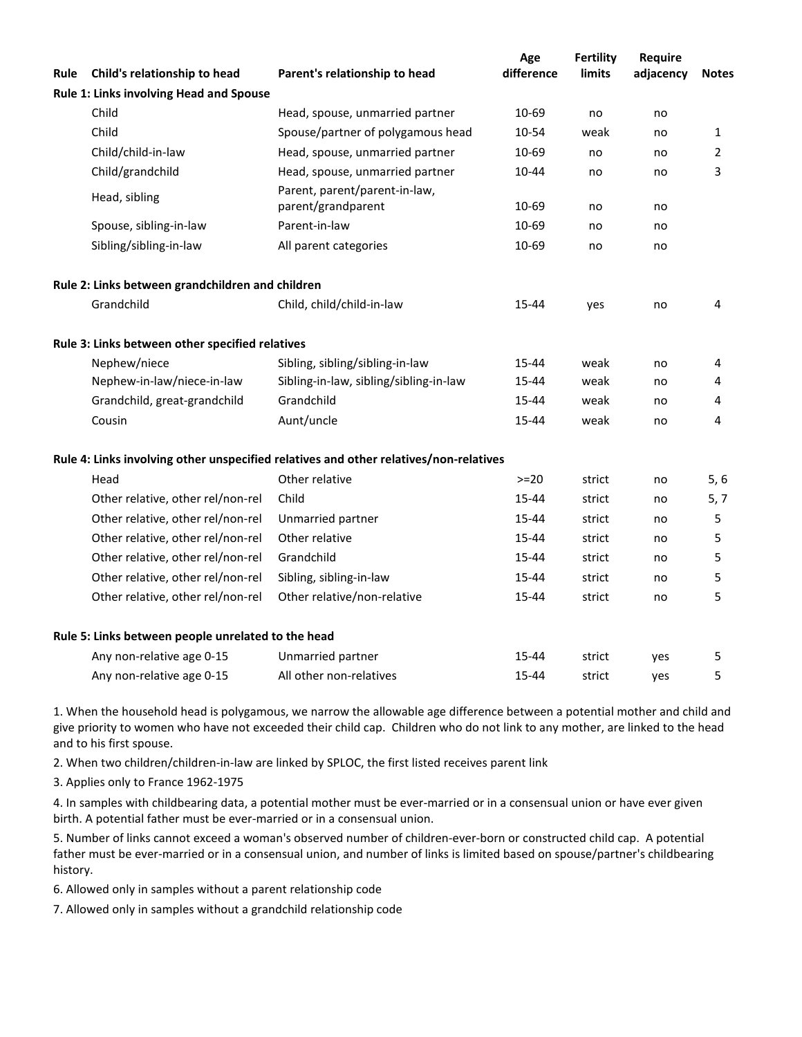| Rule | Child's relationship to head | Parent's relationship to head | Age difference | Fertility limits | Require adjacency | Notes |
|---|---|---|---|---|---|---|
| **Rule 1: Links involving Head and Spouse** | | | | | | |
| | Child | Head, spouse, unmarried partner | 10-69 | no | no | |
| | Child | Spouse/partner of polygamous head | 10-54 | weak | no | 1 |
| | Child/child-in-law | Head, spouse, unmarried partner | 10-69 | no | no | 2 |
| | Child/grandchild | Head, spouse, unmarried partner | 10-44 | no | no | 3 |
| | Head, sibling | Parent, parent/parent-in-law, parent/grandparent | 10-69 | no | no | |
| | Spouse, sibling-in-law | Parent-in-law | 10-69 | no | no | |
| | Sibling/sibling-in-law | All parent categories | 10-69 | no | no | |
| **Rule 2: Links between grandchildren and children** | | | | | | |
| | Grandchild | Child, child/child-in-law | 15-44 | yes | no | 4 |
| **Rule 3: Links between other specified relatives** | | | | | | |
| | Nephew/niece | Sibling, sibling/sibling-in-law | 15-44 | weak | no | 4 |
| | Nephew-in-law/niece-in-law | Sibling-in-law, sibling/sibling-in-law | 15-44 | weak | no | 4 |
| | Grandchild, great-grandchild | Grandchild | 15-44 | weak | no | 4 |
| | Cousin | Aunt/uncle | 15-44 | weak | no | 4 |
| **Rule 4: Links involving other unspecified relatives and other relatives/non-relatives** | | | | | | |
| | Head | Other relative | >=20 | strict | no | 5, 6 |
| | Other relative, other rel/non-rel | Child | 15-44 | strict | no | 5, 7 |
| | Other relative, other rel/non-rel | Unmarried partner | 15-44 | strict | no | 5 |
| | Other relative, other rel/non-rel | Other relative | 15-44 | strict | no | 5 |
| | Other relative, other rel/non-rel | Grandchild | 15-44 | strict | no | 5 |
| | Other relative, other rel/non-rel | Sibling, sibling-in-law | 15-44 | strict | no | 5 |
| | Other relative, other rel/non-rel | Other relative/non-relative | 15-44 | strict | no | 5 |
| **Rule 5: Links between people unrelated to the head** | | | | | | |
| | Any non-relative age 0-15 | Unmarried partner | 15-44 | strict | yes | 5 |
| | Any non-relative age 0-15 | All other non-relatives | 15-44 | strict | yes | 5 |

1. When the household head is polygamous, we narrow the allowable age difference between a potential mother and child and give priority to women who have not exceeded their child cap. Children who do not link to any mother, are linked to the head and to his first spouse.

2. When two children/children-in-law are linked by SPLOC, the first listed receives parent link

3. Applies only to France 1962-1975

4. In samples with childbearing data, a potential mother must be ever-married or in a consensual union or have ever given birth. A potential father must be ever-married or in a consensual union.

5. Number of links cannot exceed a woman's observed number of children-ever-born or constructed child cap. A potential father must be ever-married or in a consensual union, and number of links is limited based on spouse/partner's childbearing history.

6. Allowed only in samples without a parent relationship code

7. Allowed only in samples without a grandchild relationship code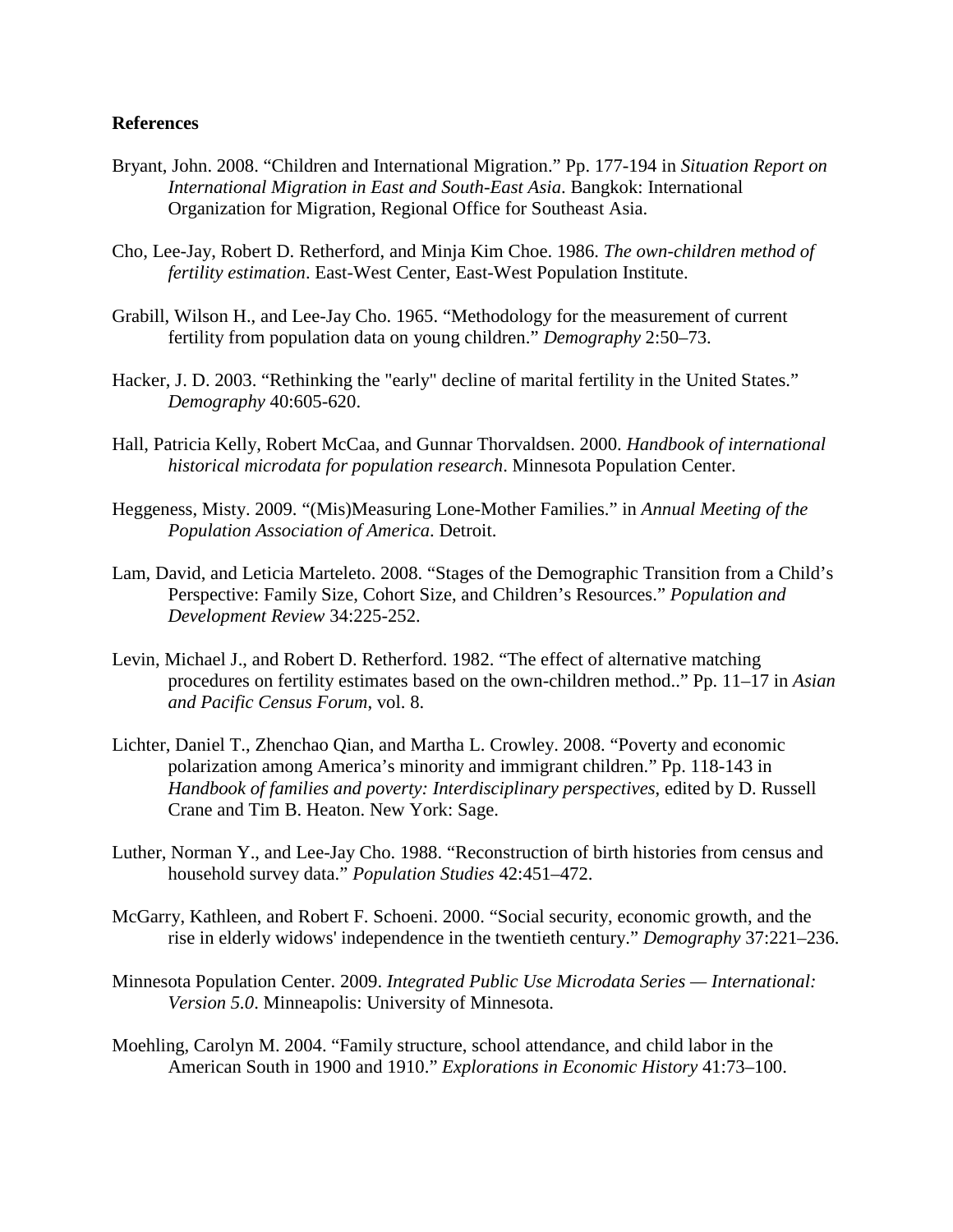**References**

Bryant, John. 2008. "Children and International Migration." Pp. 177-194 in *Situation Report on International Migration in East and South-East Asia*. Bangkok: International Organization for Migration, Regional Office for Southeast Asia.

Cho, Lee-Jay, Robert D. Retherford, and Minja Kim Choe. 1986. *The own-children method of fertility estimation*. East-West Center, East-West Population Institute.

Grabill, Wilson H., and Lee-Jay Cho. 1965. "Methodology for the measurement of current fertility from population data on young children." *Demography* 2:50–73.

Hacker, J. D. 2003. "Rethinking the "early" decline of marital fertility in the United States." *Demography* 40:605-620.

Hall, Patricia Kelly, Robert McCaa, and Gunnar Thorvaldsen. 2000. *Handbook of international historical microdata for population research*. Minnesota Population Center.

Heggeness, Misty. 2009. "(Mis)Measuring Lone-Mother Families." in *Annual Meeting of the Population Association of America*. Detroit.

Lam, David, and Leticia Marteleto. 2008. "Stages of the Demographic Transition from a Child's Perspective: Family Size, Cohort Size, and Children's Resources." *Population and Development Review* 34:225-252.

Levin, Michael J., and Robert D. Retherford. 1982. "The effect of alternative matching procedures on fertility estimates based on the own-children method.." Pp. 11–17 in *Asian and Pacific Census Forum*, vol. 8.

Lichter, Daniel T., Zhenchao Qian, and Martha L. Crowley. 2008. "Poverty and economic polarization among America's minority and immigrant children." Pp. 118-143 in *Handbook of families and poverty: Interdisciplinary perspectives*, edited by D. Russell Crane and Tim B. Heaton. New York: Sage.

Luther, Norman Y., and Lee-Jay Cho. 1988. "Reconstruction of birth histories from census and household survey data." *Population Studies* 42:451–472.

McGarry, Kathleen, and Robert F. Schoeni. 2000. "Social security, economic growth, and the rise in elderly widows' independence in the twentieth century." *Demography* 37:221–236.

Minnesota Population Center. 2009. *Integrated Public Use Microdata Series — International: Version 5.0*. Minneapolis: University of Minnesota.

Moehling, Carolyn M. 2004. "Family structure, school attendance, and child labor in the American South in 1900 and 1910." *Explorations in Economic History* 41:73–100.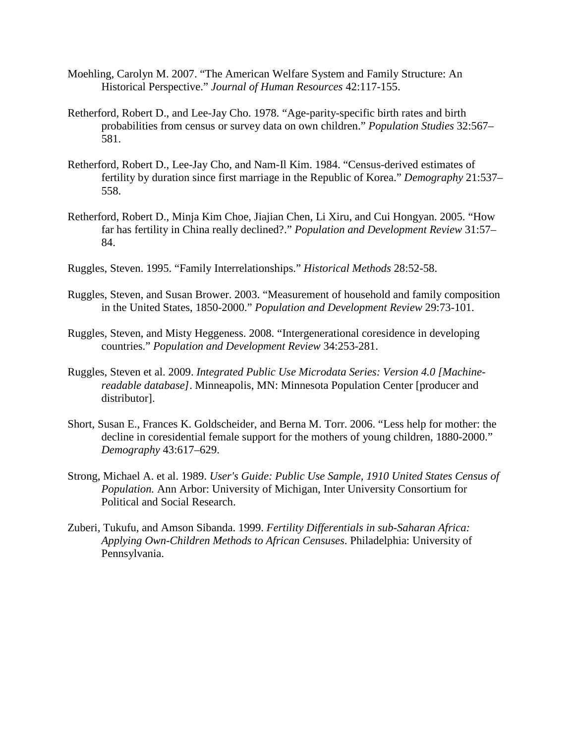Moehling, Carolyn M. 2007. “The American Welfare System and Family Structure: An Historical Perspective.” *Journal of Human Resources* 42:117-155.

Retherford, Robert D., and Lee-Jay Cho. 1978. “Age-parity-specific birth rates and birth probabilities from census or survey data on own children.” *Population Studies* 32:567–581.

Retherford, Robert D., Lee-Jay Cho, and Nam-Il Kim. 1984. “Census-derived estimates of fertility by duration since first marriage in the Republic of Korea.” *Demography* 21:537–558.

Retherford, Robert D., Minja Kim Choe, Jiajian Chen, Li Xiru, and Cui Hongyan. 2005. “How far has fertility in China really declined?.” *Population and Development Review* 31:57–84.

Ruggles, Steven. 1995. “Family Interrelationships.” *Historical Methods* 28:52-58.

Ruggles, Steven, and Susan Brower. 2003. “Measurement of household and family composition in the United States, 1850-2000.” *Population and Development Review* 29:73-101.

Ruggles, Steven, and Misty Heggeness. 2008. “Intergenerational coresidence in developing countries.” *Population and Development Review* 34:253-281.

Ruggles, Steven et al. 2009. *Integrated Public Use Microdata Series: Version 4.0 [Machine-readable database]*. Minneapolis, MN: Minnesota Population Center [producer and distributor].

Short, Susan E., Frances K. Goldscheider, and Berna M. Torr. 2006. “Less help for mother: the decline in coresidential female support for the mothers of young children, 1880-2000.” *Demography* 43:617–629.

Strong, Michael A. et al. 1989. *User's Guide: Public Use Sample, 1910 United States Census of Population.* Ann Arbor: University of Michigan, Inter University Consortium for Political and Social Research.

Zuberi, Tukufu, and Amson Sibanda. 1999. *Fertility Differentials in sub-Saharan Africa: Applying Own-Children Methods to African Censuses*. Philadelphia: University of Pennsylvania.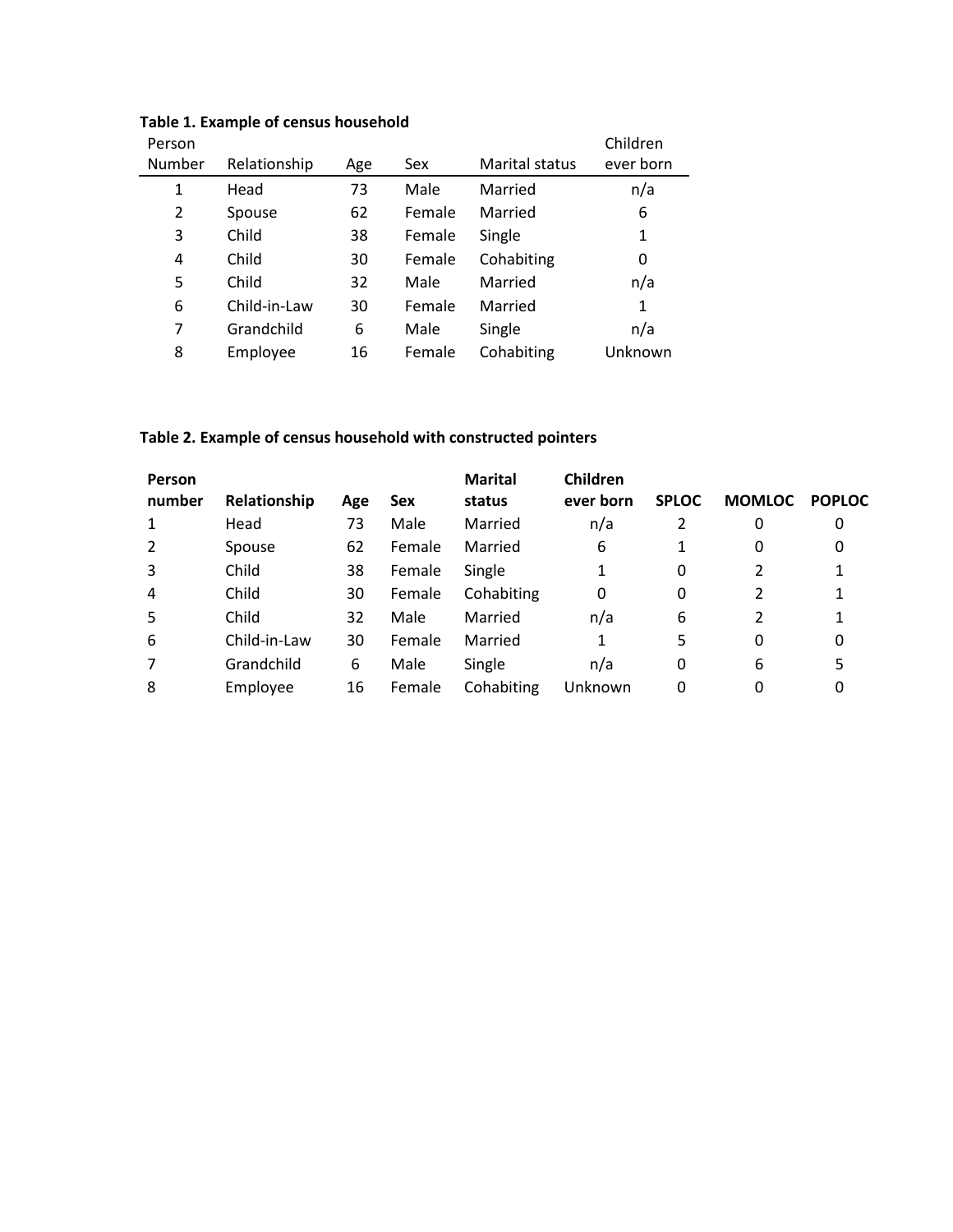**Table 1. Example of census household**

| Person Number | Relationship | Age | Sex | Marital status | Children ever born |
|---|---|---|---|---|---|
| 1 | Head | 73 | Male | Married | n/a |
| 2 | Spouse | 62 | Female | Married | 6 |
| 3 | Child | 38 | Female | Single | 1 |
| 4 | Child | 30 | Female | Cohabiting | 0 |
| 5 | Child | 32 | Male | Married | n/a |
| 6 | Child-in-Law | 30 | Female | Married | 1 |
| 7 | Grandchild | 6 | Male | Single | n/a |
| 8 | Employee | 16 | Female | Cohabiting | Unknown |

**Table 2. Example of census household with constructed pointers**

| Person number | Relationship | Age | Sex | Marital status | Children ever born | SPLOC | MOMLOC | POPLOC |
|---|---|---|---|---|---|---|---|---|
| 1 | Head | 73 | Male | Married | n/a | 2 | 0 | 0 |
| 2 | Spouse | 62 | Female | Married | 6 | 1 | 0 | 0 |
| 3 | Child | 38 | Female | Single | 1 | 0 | 2 | 1 |
| 4 | Child | 30 | Female | Cohabiting | 0 | 0 | 2 | 1 |
| 5 | Child | 32 | Male | Married | n/a | 6 | 2 | 1 |
| 6 | Child-in-Law | 30 | Female | Married | 1 | 5 | 0 | 0 |
| 7 | Grandchild | 6 | Male | Single | n/a | 0 | 6 | 5 |
| 8 | Employee | 16 | Female | Cohabiting | Unknown | 0 | 0 | 0 |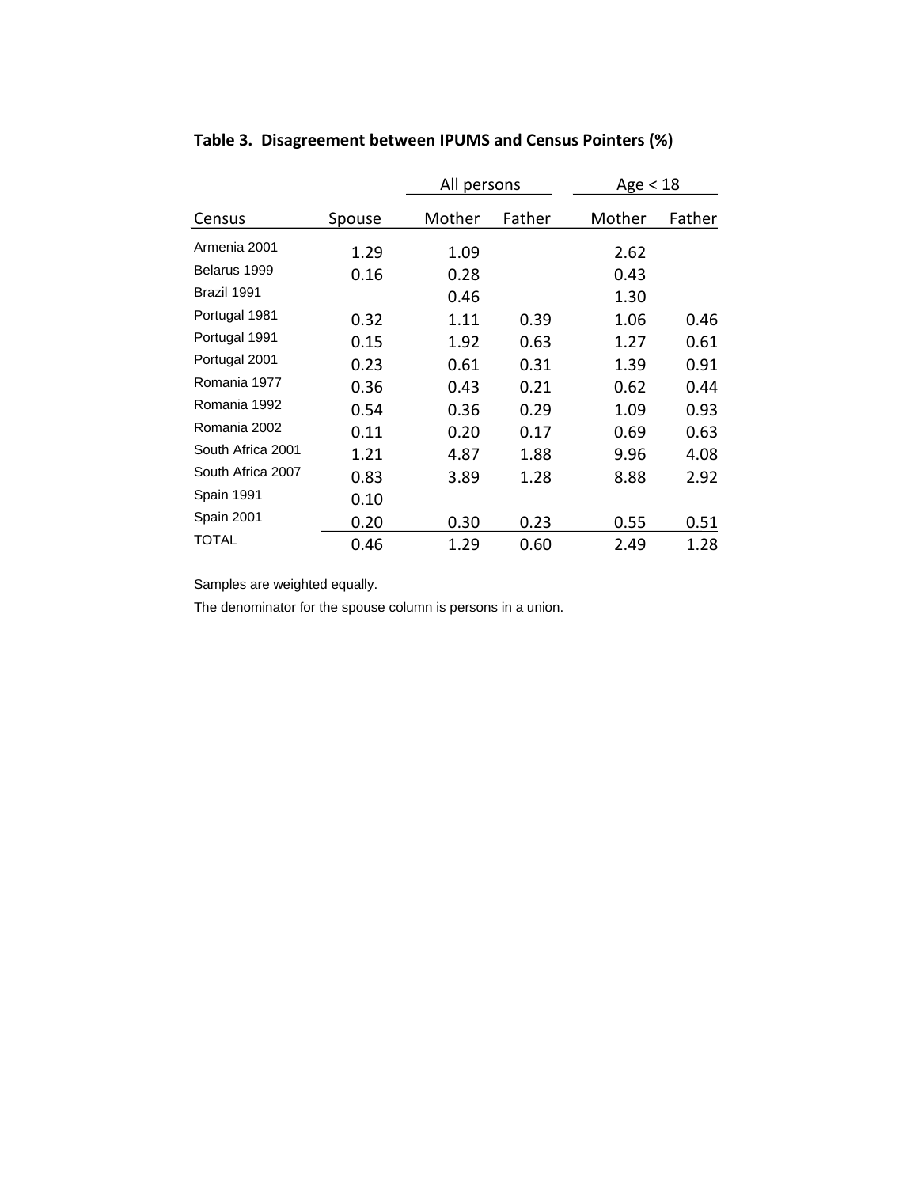**Table 3. Disagreement between IPUMS and Census Pointers (%)**

| | | All persons | | Age < 18 | |
|---|---|---|---|---|---|
| Census | Spouse | Mother | Father | Mother | Father |
| Armenia 2001 | 1.29 | 1.09 | | 2.62 | |
| Belarus 1999 | 0.16 | 0.28 | | 0.43 | |
| Brazil 1991 | | 0.46 | | 1.30 | |
| Portugal 1981 | 0.32 | 1.11 | 0.39 | 1.06 | 0.46 |
| Portugal 1991 | 0.15 | 1.92 | 0.63 | 1.27 | 0.61 |
| Portugal 2001 | 0.23 | 0.61 | 0.31 | 1.39 | 0.91 |
| Romania 1977 | 0.36 | 0.43 | 0.21 | 0.62 | 0.44 |
| Romania 1992 | 0.54 | 0.36 | 0.29 | 1.09 | 0.93 |
| Romania 2002 | 0.11 | 0.20 | 0.17 | 0.69 | 0.63 |
| South Africa 2001 | 1.21 | 4.87 | 1.88 | 9.96 | 4.08 |
| South Africa 2007 | 0.83 | 3.89 | 1.28 | 8.88 | 2.92 |
| Spain 1991 | 0.10 | | | | |
| Spain 2001 | 0.20 | 0.30 | 0.23 | 0.55 | 0.51 |
| TOTAL | 0.46 | 1.29 | 0.60 | 2.49 | 1.28 |

Samples are weighted equally.

The denominator for the spouse column is persons in a union.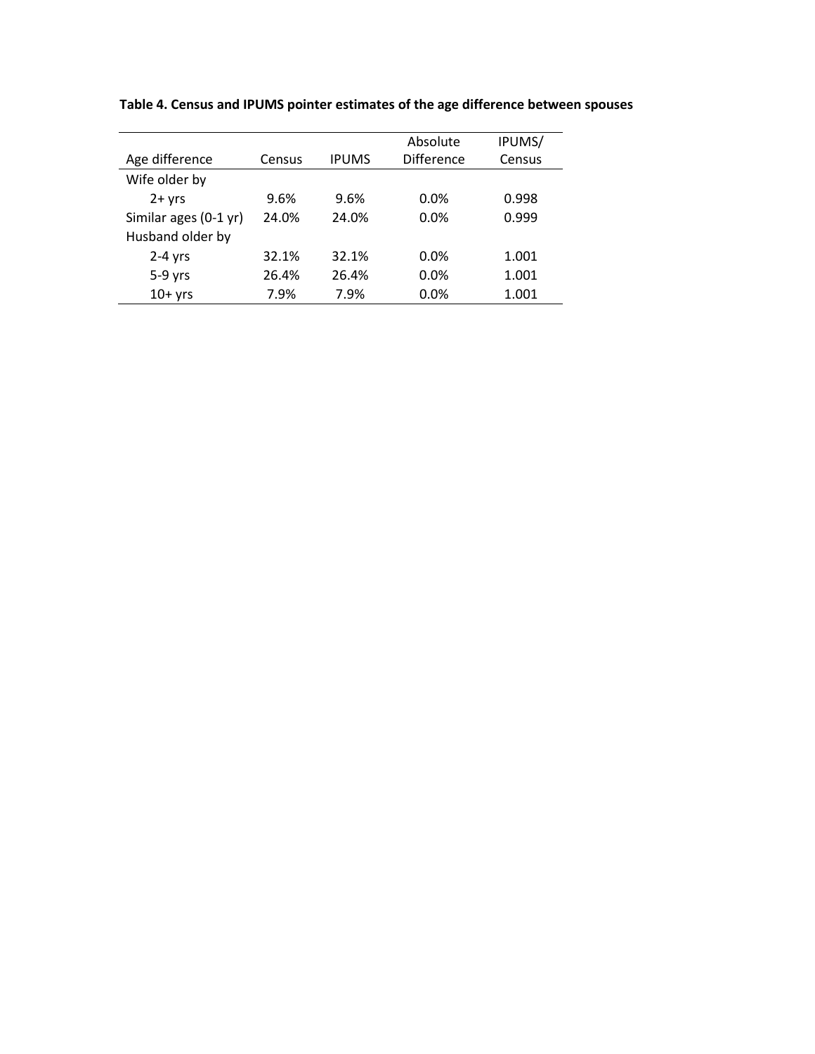**Table 4. Census and IPUMS pointer estimates of the age difference between spouses**

| Age difference | Census | IPUMS | Absolute Difference | IPUMS/ Census |
|---|---|---|---|---|
| Wife older by | | | | |
| 2+ yrs | 9.6% | 9.6% | 0.0% | 0.998 |
| Similar ages (0-1 yr) | 24.0% | 24.0% | 0.0% | 0.999 |
| Husband older by | | | | |
| 2-4 yrs | 32.1% | 32.1% | 0.0% | 1.001 |
| 5-9 yrs | 26.4% | 26.4% | 0.0% | 1.001 |
| 10+ yrs | 7.9% | 7.9% | 0.0% | 1.001 |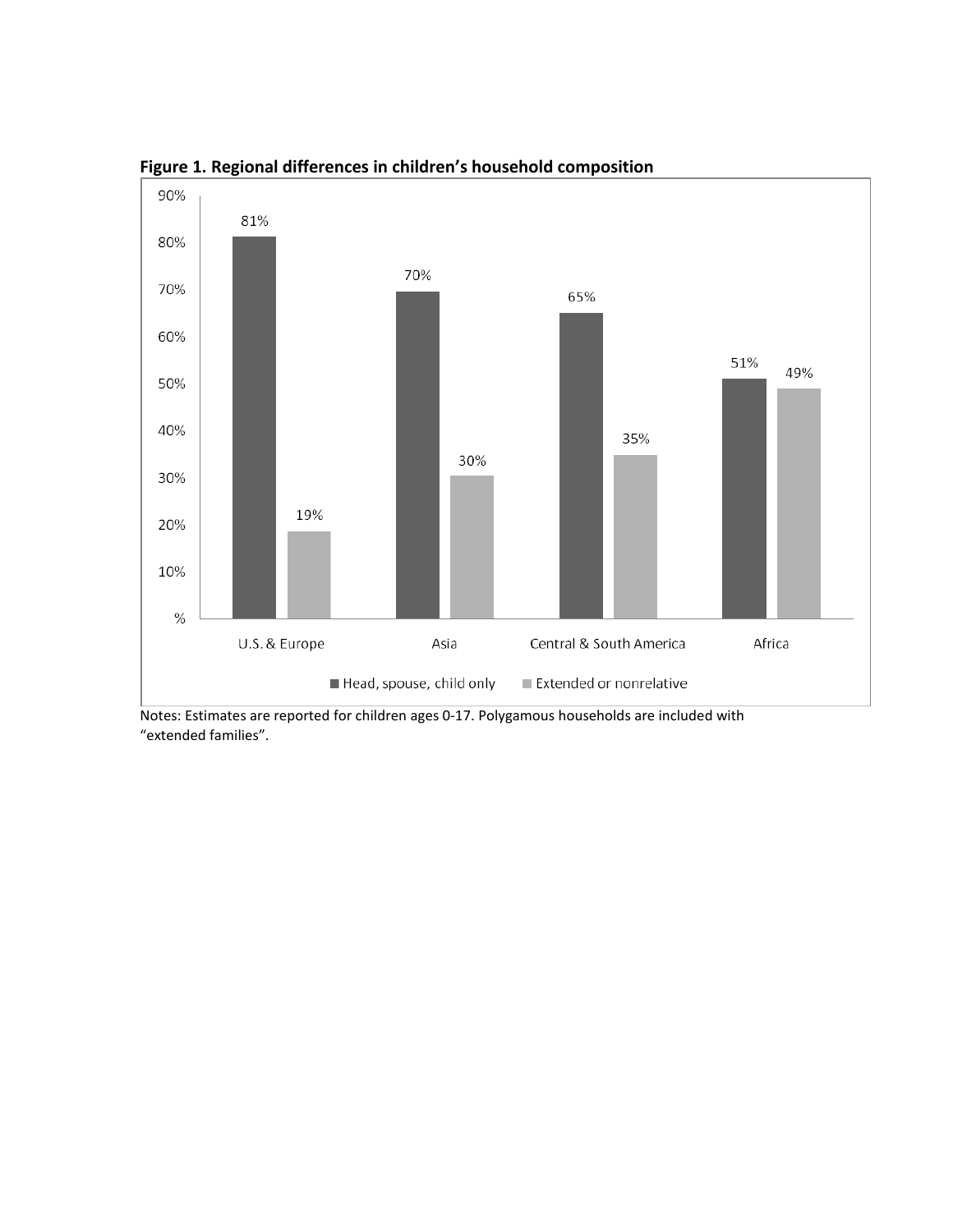**Figure 1. Regional differences in children's household composition**

| | U.S. & Europe | Asia | Central & South America | Africa |
|---|---|---|---|---|
| Head, spouse, child only | 81% | 70% | 65% | 51% |
| Extended or nonrelative | 19% | 30% | 35% | 49% |

Notes: Estimates are reported for children ages 0-17. Polygamous households are included with "extended families".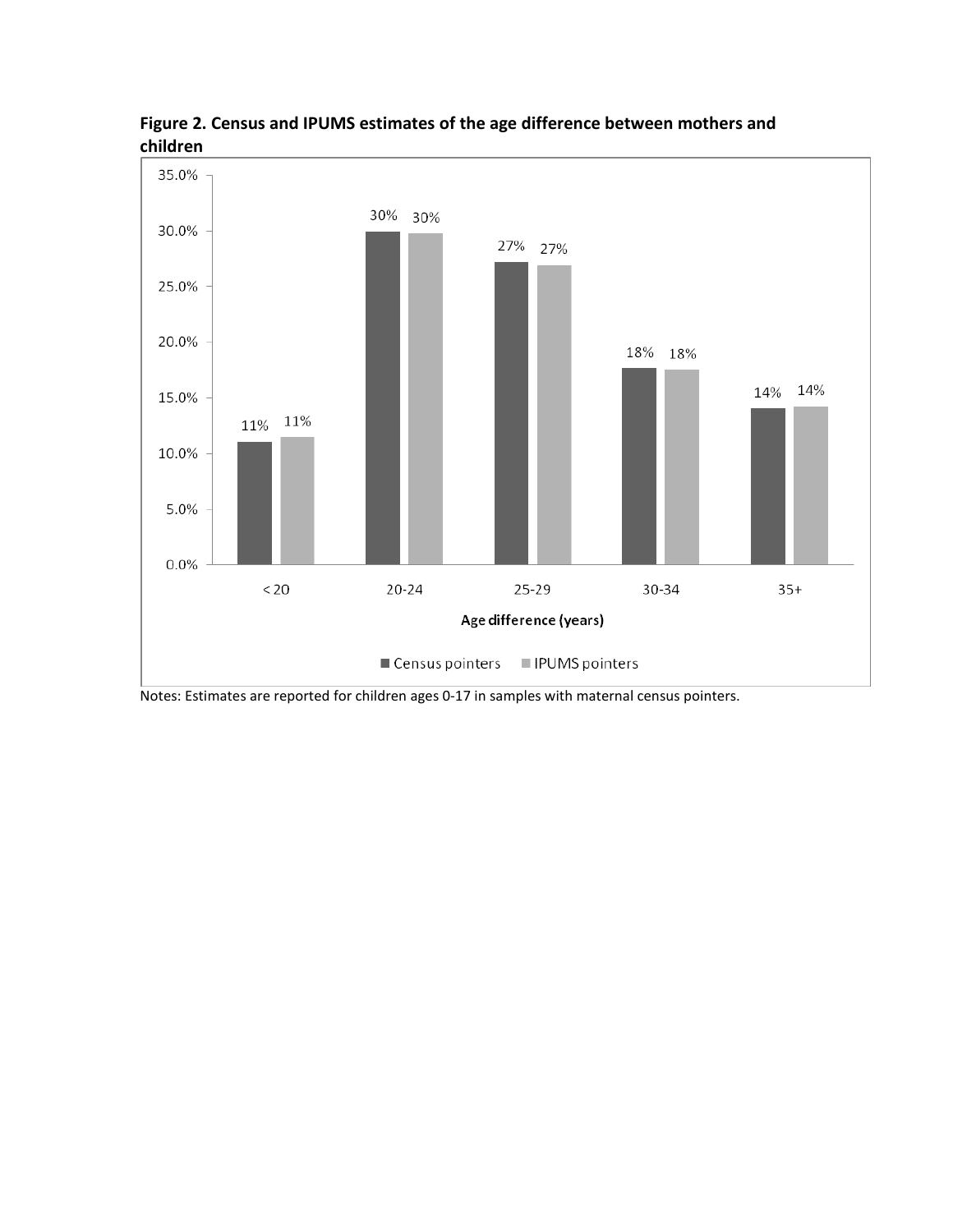**Figure 2. Census and IPUMS estimates of the age difference between mothers and children**

| Age difference (years) | Census pointers | IPUMS pointers |
|---|---|---|
| < 20 | 11% | 11% |
| 20-24 | 30% | 30% |
| 25-29 | 27% | 27% |
| 30-34 | 18% | 18% |
| 35+ | 14% | 14% |

Notes: Estimates are reported for children ages 0-17 in samples with maternal census pointers.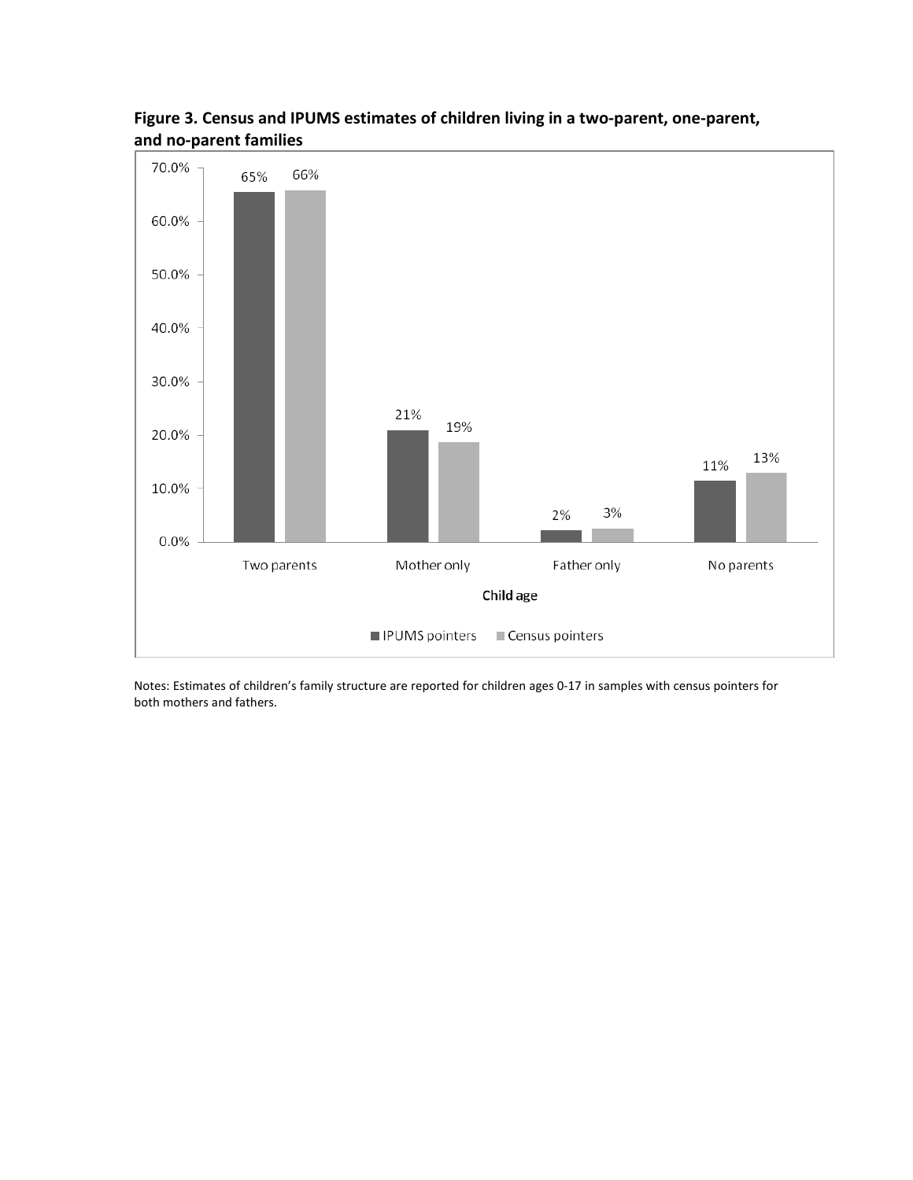**Figure 3. Census and IPUMS estimates of children living in a two-parent, one-parent, and no-parent families**

70.0%
60.0%
50.0%
40.0%
30.0%
20.0%
10.0%
0.0%

65% 66%
21% 19%
2% 3%
11% 13%

Two parents
Mother only
Father only
No parents

Child age

IPUMS pointers
Census pointers

Notes: Estimates of children's family structure are reported for children ages 0-17 in samples with census pointers for both mothers and fathers.